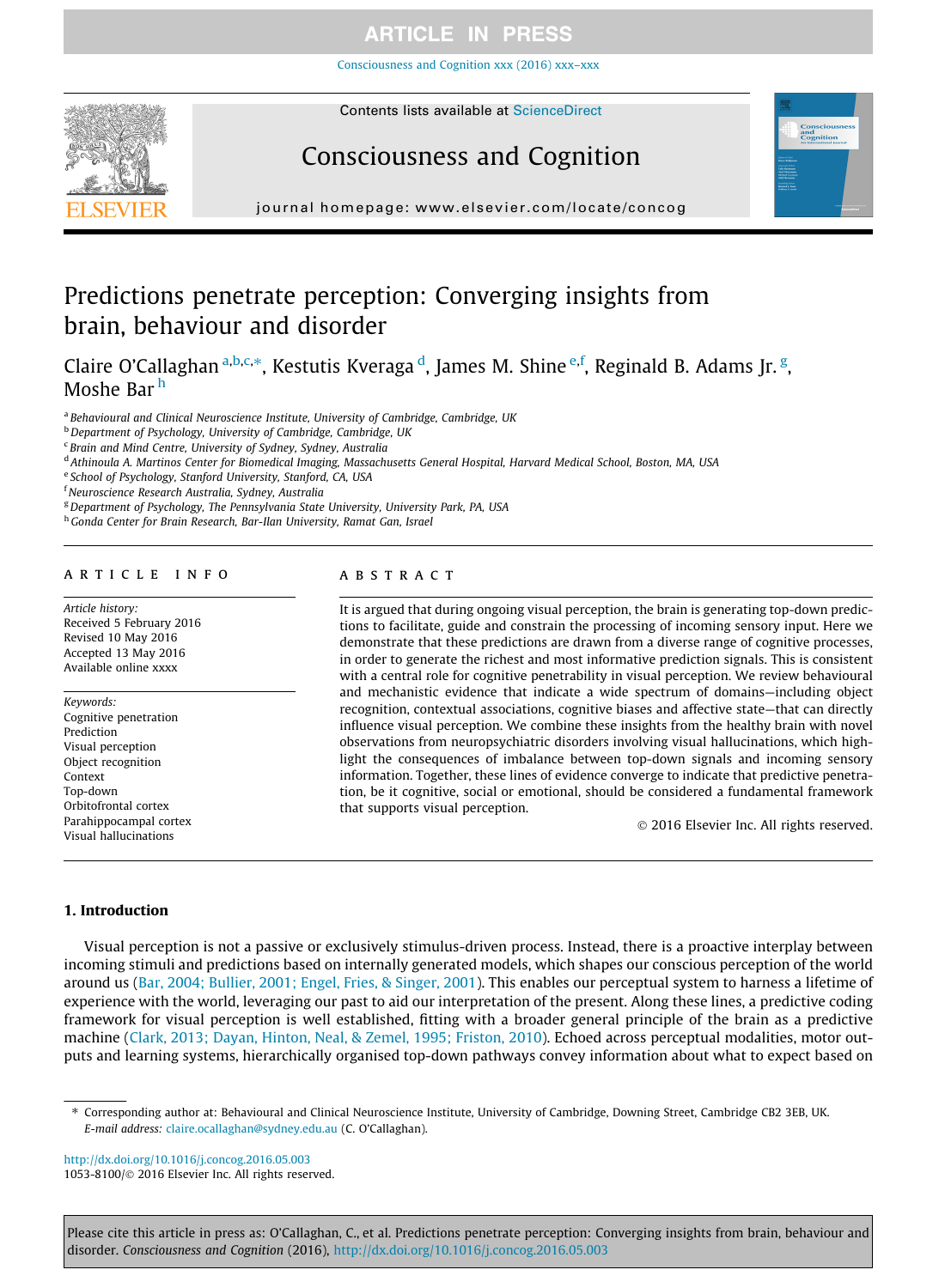# Predictions penetrate perception: Converging insights from brain, behaviour and disorder

Claire O'Callaghan [a,b,c,*], Kestutis Kveraga [d], James M. Shine [e,f], Reginald B. Adams Jr. [g], Moshe Bar [h]

[a] Behavioural and Clinical Neuroscience Institute, University of Cambridge, Cambridge, UK
[b] Department of Psychology, University of Cambridge, Cambridge, UK
[c] Brain and Mind Centre, University of Sydney, Sydney, Australia
[d] Athinoula A. Martinos Center for Biomedical Imaging, Massachusetts General Hospital, Harvard Medical School, Boston, MA, USA
[e] School of Psychology, Stanford University, Stanford, CA, USA
[f] Neuroscience Research Australia, Sydney, Australia
[g] Department of Psychology, The Pennsylvania State University, University Park, PA, USA
[h] Gonda Center for Brain Research, Bar-Ilan University, Ramat Gan, Israel

## ARTICLE INFO

*Article history:*
Received 5 February 2016
Revised 10 May 2016
Accepted 13 May 2016
Available online xxxx

*Keywords:*
Cognitive penetration
Prediction
Visual perception
Object recognition
Context
Top-down
Orbitofrontal cortex
Parahippocampal cortex
Visual hallucinations

## ABSTRACT

It is argued that during ongoing visual perception, the brain is generating top-down predictions to facilitate, guide and constrain the processing of incoming sensory input. Here we demonstrate that these predictions are drawn from a diverse range of cognitive processes, in order to generate the richest and most informative prediction signals. This is consistent with a central role for cognitive penetrability in visual perception. We review behavioural and mechanistic evidence that indicate a wide spectrum of domains—including object recognition, contextual associations, cognitive biases and affective state—that can directly influence visual perception. We combine these insights from the healthy brain with novel observations from neuropsychiatric disorders involving visual hallucinations, which highlight the consequences of imbalance between top-down signals and incoming sensory information. Together, these lines of evidence converge to indicate that predictive penetration, be it cognitive, social or emotional, should be considered a fundamental framework that supports visual perception.

© 2016 Elsevier Inc. All rights reserved.

## 1. Introduction

Visual perception is not a passive or exclusively stimulus-driven process. Instead, there is a proactive interplay between incoming stimuli and predictions based on internally generated models, which shapes our conscious perception of the world around us (Bar, 2004; Bullier, 2001; Engel, Fries, & Singer, 2001). This enables our perceptual system to harness a lifetime of experience with the world, leveraging our past to aid our interpretation of the present. Along these lines, a predictive coding framework for visual perception is well established, fitting with a broader general principle of the brain as a predictive machine (Clark, 2013; Dayan, Hinton, Neal, & Zemel, 1995; Friston, 2010). Echoed across perceptual modalities, motor outputs and learning systems, hierarchically organised top-down pathways convey information about what to expect based on

---

* Corresponding author at: Behavioural and Clinical Neuroscience Institute, University of Cambridge, Downing Street, Cambridge CB2 3EB, UK.
*E-mail address:* claire.ocallaghan@sydney.edu.au (C. O'Callaghan).

http://dx.doi.org/10.1016/j.concog.2016.05.003
1053-8100/© 2016 Elsevier Inc. All rights reserved.

Please cite this article in press as: O'Callaghan, C., et al. Predictions penetrate perception: Converging insights from brain, behaviour and disorder. *Consciousness and Cognition* (2016), http://dx.doi.org/10.1016/j.concog.2016.05.003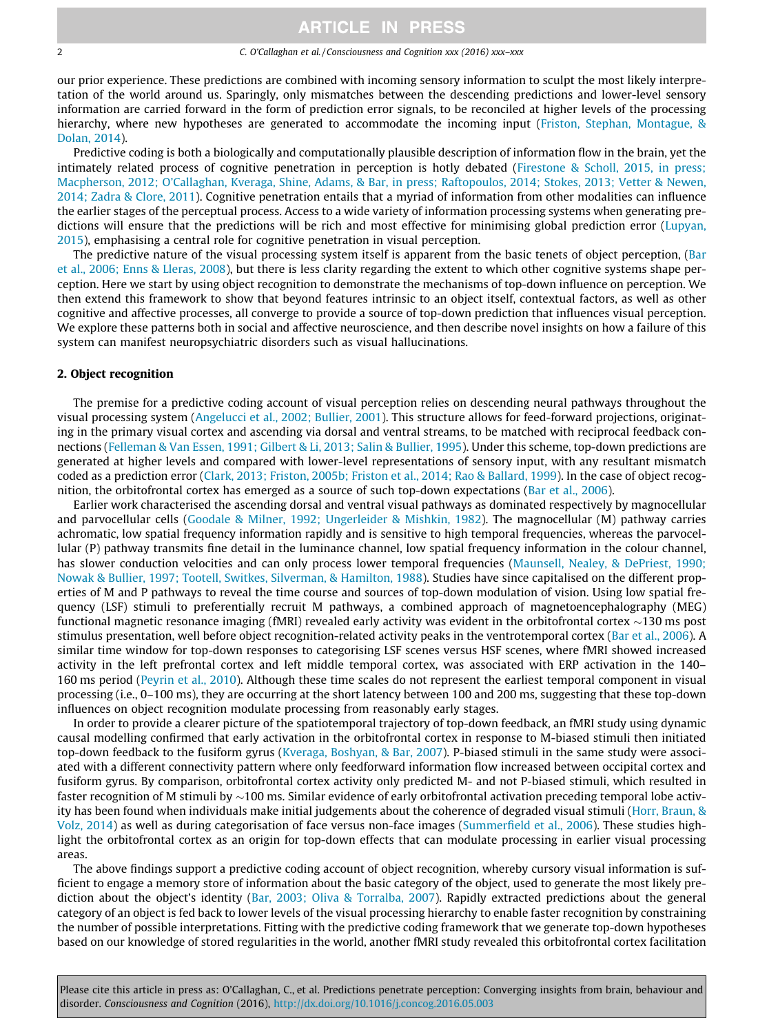our prior experience. These predictions are combined with incoming sensory information to sculpt the most likely interpretation of the world around us. Sparingly, only mismatches between the descending predictions and lower-level sensory information are carried forward in the form of prediction error signals, to be reconciled at higher levels of the processing hierarchy, where new hypotheses are generated to accommodate the incoming input (Friston, Stephan, Montague, & Dolan, 2014).

Predictive coding is both a biologically and computationally plausible description of information flow in the brain, yet the intimately related process of cognitive penetration in perception is hotly debated (Firestone & Scholl, 2015, in press; Macpherson, 2012; O'Callaghan, Kveraga, Shine, Adams, & Bar, in press; Raftopoulos, 2014; Stokes, 2013; Vetter & Newen, 2014; Zadra & Clore, 2011). Cognitive penetration entails that a myriad of information from other modalities can influence the earlier stages of the perceptual process. Access to a wide variety of information processing systems when generating predictions will ensure that the predictions will be rich and most effective for minimising global prediction error (Lupyan, 2015), emphasising a central role for cognitive penetration in visual perception.

The predictive nature of the visual processing system itself is apparent from the basic tenets of object perception, (Bar et al., 2006; Enns & Lleras, 2008), but there is less clarity regarding the extent to which other cognitive systems shape perception. Here we start by using object recognition to demonstrate the mechanisms of top-down influence on perception. We then extend this framework to show that beyond features intrinsic to an object itself, contextual factors, as well as other cognitive and affective processes, all converge to provide a source of top-down prediction that influences visual perception. We explore these patterns both in social and affective neuroscience, and then describe novel insights on how a failure of this system can manifest neuropsychiatric disorders such as visual hallucinations.

## 2. Object recognition

The premise for a predictive coding account of visual perception relies on descending neural pathways throughout the visual processing system (Angelucci et al., 2002; Bullier, 2001). This structure allows for feed-forward projections, originating in the primary visual cortex and ascending via dorsal and ventral streams, to be matched with reciprocal feedback connections (Felleman & Van Essen, 1991; Gilbert & Li, 2013; Salin & Bullier, 1995). Under this scheme, top-down predictions are generated at higher levels and compared with lower-level representations of sensory input, with any resultant mismatch coded as a prediction error (Clark, 2013; Friston, 2005b; Friston et al., 2014; Rao & Ballard, 1999). In the case of object recognition, the orbitofrontal cortex has emerged as a source of such top-down expectations (Bar et al., 2006).

Earlier work characterised the ascending dorsal and ventral visual pathways as dominated respectively by magnocellular and parvocellular cells (Goodale & Milner, 1992; Ungerleider & Mishkin, 1982). The magnocellular (M) pathway carries achromatic, low spatial frequency information rapidly and is sensitive to high temporal frequencies, whereas the parvocellular (P) pathway transmits fine detail in the luminance channel, low spatial frequency information in the colour channel, has slower conduction velocities and can only process lower temporal frequencies (Maunsell, Nealey, & DePriest, 1990; Nowak & Bullier, 1997; Tootell, Switkes, Silverman, & Hamilton, 1988). Studies have since capitalised on the different properties of M and P pathways to reveal the time course and sources of top-down modulation of vision. Using low spatial frequency (LSF) stimuli to preferentially recruit M pathways, a combined approach of magnetoencephalography (MEG) functional magnetic resonance imaging (fMRI) revealed early activity was evident in the orbitofrontal cortex ~130 ms post stimulus presentation, well before object recognition-related activity peaks in the ventrotemporal cortex (Bar et al., 2006). A similar time window for top-down responses to categorising LSF scenes versus HSF scenes, where fMRI showed increased activity in the left prefrontal cortex and left middle temporal cortex, was associated with ERP activation in the 140–160 ms period (Peyrin et al., 2010). Although these time scales do not represent the earliest temporal component in visual processing (i.e., 0–100 ms), they are occurring at the short latency between 100 and 200 ms, suggesting that these top-down influences on object recognition modulate processing from reasonably early stages.

In order to provide a clearer picture of the spatiotemporal trajectory of top-down feedback, an fMRI study using dynamic causal modelling confirmed that early activation in the orbitofrontal cortex in response to M-biased stimuli then initiated top-down feedback to the fusiform gyrus (Kveraga, Boshyan, & Bar, 2007). P-biased stimuli in the same study were associated with a different connectivity pattern where only feedforward information flow increased between occipital cortex and fusiform gyrus. By comparison, orbitofrontal cortex activity only predicted M- and not P-biased stimuli, which resulted in faster recognition of M stimuli by ~100 ms. Similar evidence of early orbitofrontal activation preceding temporal lobe activity has been found when individuals make initial judgements about the coherence of degraded visual stimuli (Horr, Braun, & Volz, 2014) as well as during categorisation of face versus non-face images (Summerfield et al., 2006). These studies highlight the orbitofrontal cortex as an origin for top-down effects that can modulate processing in earlier visual processing areas.

The above findings support a predictive coding account of object recognition, whereby cursory visual information is sufficient to engage a memory store of information about the basic category of the object, used to generate the most likely prediction about the object's identity (Bar, 2003; Oliva & Torralba, 2007). Rapidly extracted predictions about the general category of an object is fed back to lower levels of the visual processing hierarchy to enable faster recognition by constraining the number of possible interpretations. Fitting with the predictive coding framework that we generate top-down hypotheses based on our knowledge of stored regularities in the world, another fMRI study revealed this orbitofrontal cortex facilitation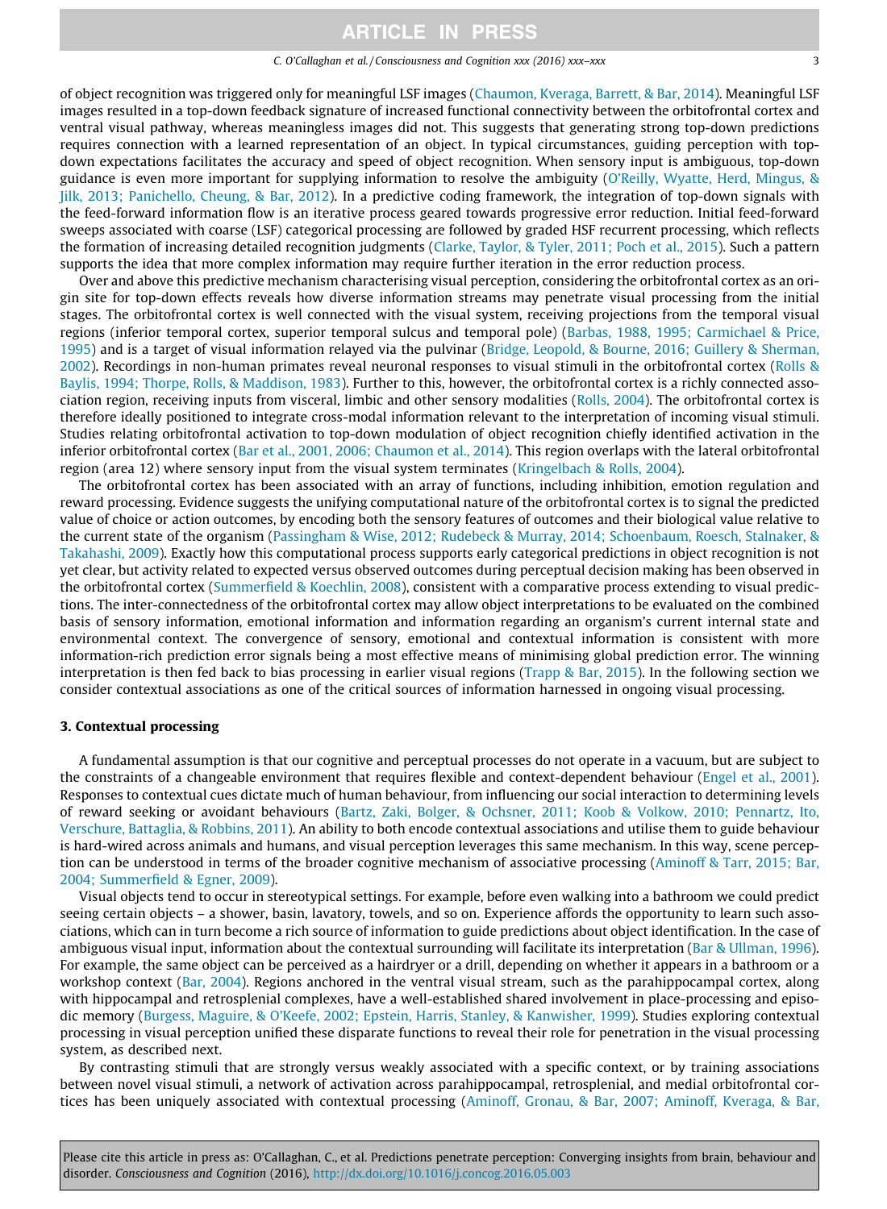of object recognition was triggered only for meaningful LSF images (Chaumon, Kveraga, Barrett, & Bar, 2014). Meaningful LSF images resulted in a top-down feedback signature of increased functional connectivity between the orbitofrontal cortex and ventral visual pathway, whereas meaningless images did not. This suggests that generating strong top-down predictions requires connection with a learned representation of an object. In typical circumstances, guiding perception with top-down expectations facilitates the accuracy and speed of object recognition. When sensory input is ambiguous, top-down guidance is even more important for supplying information to resolve the ambiguity (O'Reilly, Wyatte, Herd, Mingus, & Jilk, 2013; Panichello, Cheung, & Bar, 2012). In a predictive coding framework, the integration of top-down signals with the feed-forward information flow is an iterative process geared towards progressive error reduction. Initial feed-forward sweeps associated with coarse (LSF) categorical processing are followed by graded HSF recurrent processing, which reflects the formation of increasing detailed recognition judgments (Clarke, Taylor, & Tyler, 2011; Poch et al., 2015). Such a pattern supports the idea that more complex information may require further iteration in the error reduction process.

Over and above this predictive mechanism characterising visual perception, considering the orbitofrontal cortex as an origin site for top-down effects reveals how diverse information streams may penetrate visual processing from the initial stages. The orbitofrontal cortex is well connected with the visual system, receiving projections from the temporal visual regions (inferior temporal cortex, superior temporal sulcus and temporal pole) (Barbas, 1988, 1995; Carmichael & Price, 1995) and is a target of visual information relayed via the pulvinar (Bridge, Leopold, & Bourne, 2016; Guillery & Sherman, 2002). Recordings in non-human primates reveal neuronal responses to visual stimuli in the orbitofrontal cortex (Rolls & Baylis, 1994; Thorpe, Rolls, & Maddison, 1983). Further to this, however, the orbitofrontal cortex is a richly connected association region, receiving inputs from visceral, limbic and other sensory modalities (Rolls, 2004). The orbitofrontal cortex is therefore ideally positioned to integrate cross-modal information relevant to the interpretation of incoming visual stimuli. Studies relating orbitofrontal activation to top-down modulation of object recognition chiefly identified activation in the inferior orbitofrontal cortex (Bar et al., 2001, 2006; Chaumon et al., 2014). This region overlaps with the lateral orbitofrontal region (area 12) where sensory input from the visual system terminates (Kringelbach & Rolls, 2004).

The orbitofrontal cortex has been associated with an array of functions, including inhibition, emotion regulation and reward processing. Evidence suggests the unifying computational nature of the orbitofrontal cortex is to signal the predicted value of choice or action outcomes, by encoding both the sensory features of outcomes and their biological value relative to the current state of the organism (Passingham & Wise, 2012; Rudebeck & Murray, 2014; Schoenbaum, Roesch, Stalnaker, & Takahashi, 2009). Exactly how this computational process supports early categorical predictions in object recognition is not yet clear, but activity related to expected versus observed outcomes during perceptual decision making has been observed in the orbitofrontal cortex (Summerfield & Koechlin, 2008), consistent with a comparative process extending to visual predictions. The inter-connectedness of the orbitofrontal cortex may allow object interpretations to be evaluated on the combined basis of sensory information, emotional information and information regarding an organism's current internal state and environmental context. The convergence of sensory, emotional and contextual information is consistent with more information-rich prediction error signals being a most effective means of minimising global prediction error. The winning interpretation is then fed back to bias processing in earlier visual regions (Trapp & Bar, 2015). In the following section we consider contextual associations as one of the critical sources of information harnessed in ongoing visual processing.

## 3. Contextual processing

A fundamental assumption is that our cognitive and perceptual processes do not operate in a vacuum, but are subject to the constraints of a changeable environment that requires flexible and context-dependent behaviour (Engel et al., 2001). Responses to contextual cues dictate much of human behaviour, from influencing our social interaction to determining levels of reward seeking or avoidant behaviours (Bartz, Zaki, Bolger, & Ochsner, 2011; Koob & Volkow, 2010; Pennartz, Ito, Verschure, Battaglia, & Robbins, 2011). An ability to both encode contextual associations and utilise them to guide behaviour is hard-wired across animals and humans, and visual perception leverages this same mechanism. In this way, scene perception can be understood in terms of the broader cognitive mechanism of associative processing (Aminoff & Tarr, 2015; Bar, 2004; Summerfield & Egner, 2009).

Visual objects tend to occur in stereotypical settings. For example, before even walking into a bathroom we could predict seeing certain objects – a shower, basin, lavatory, towels, and so on. Experience affords the opportunity to learn such associations, which can in turn become a rich source of information to guide predictions about object identification. In the case of ambiguous visual input, information about the contextual surrounding will facilitate its interpretation (Bar & Ullman, 1996). For example, the same object can be perceived as a hairdryer or a drill, depending on whether it appears in a bathroom or a workshop context (Bar, 2004). Regions anchored in the ventral visual stream, such as the parahippocampal cortex, along with hippocampal and retrosplenial complexes, have a well-established shared involvement in place-processing and episodic memory (Burgess, Maguire, & O'Keefe, 2002; Epstein, Harris, Stanley, & Kanwisher, 1999). Studies exploring contextual processing in visual perception unified these disparate functions to reveal their role for penetration in the visual processing system, as described next.

By contrasting stimuli that are strongly versus weakly associated with a specific context, or by training associations between novel visual stimuli, a network of activation across parahippocampal, retrosplenial, and medial orbitofrontal cortices has been uniquely associated with contextual processing (Aminoff, Gronau, & Bar, 2007; Aminoff, Kveraga, & Bar,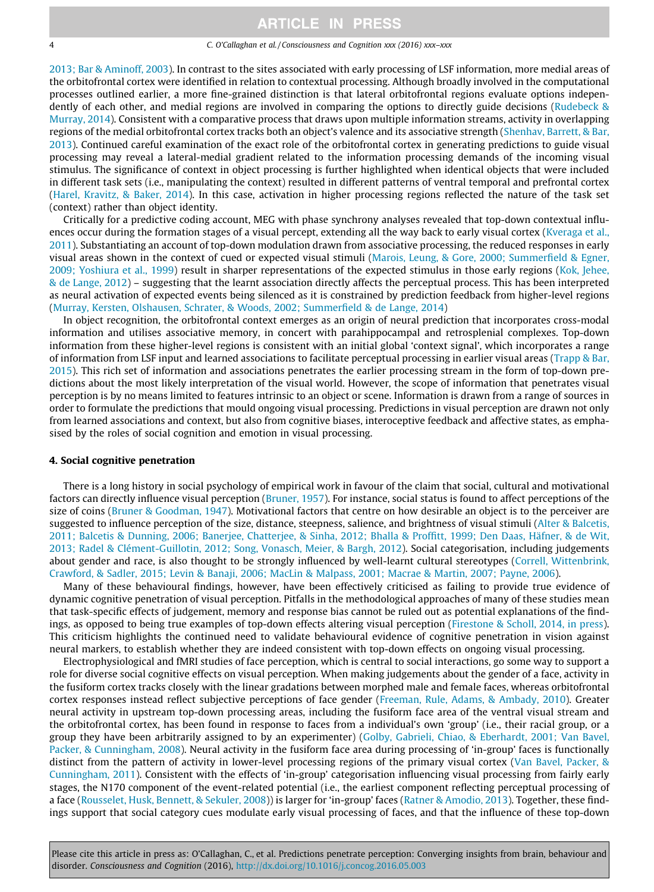2013; Bar & Aminoff, 2003). In contrast to the sites associated with early processing of LSF information, more medial areas of the orbitofrontal cortex were identified in relation to contextual processing. Although broadly involved in the computational processes outlined earlier, a more fine-grained distinction is that lateral orbitofrontal regions evaluate options independently of each other, and medial regions are involved in comparing the options to directly guide decisions (Rudebeck & Murray, 2014). Consistent with a comparative process that draws upon multiple information streams, activity in overlapping regions of the medial orbitofrontal cortex tracks both an object's valence and its associative strength (Shenhav, Barrett, & Bar, 2013). Continued careful examination of the exact role of the orbitofrontal cortex in generating predictions to guide visual processing may reveal a lateral-medial gradient related to the information processing demands of the incoming visual stimulus. The significance of context in object processing is further highlighted when identical objects that were included in different task sets (i.e., manipulating the context) resulted in different patterns of ventral temporal and prefrontal cortex (Harel, Kravitz, & Baker, 2014). In this case, activation in higher processing regions reflected the nature of the task set (context) rather than object identity.

Critically for a predictive coding account, MEG with phase synchrony analyses revealed that top-down contextual influences occur during the formation stages of a visual percept, extending all the way back to early visual cortex (Kveraga et al., 2011). Substantiating an account of top-down modulation drawn from associative processing, the reduced responses in early visual areas shown in the context of cued or expected visual stimuli (Marois, Leung, & Gore, 2000; Summerfield & Egner, 2009; Yoshiura et al., 1999) result in sharper representations of the expected stimulus in those early regions (Kok, Jehee, & de Lange, 2012) – suggesting that the learnt association directly affects the perceptual process. This has been interpreted as neural activation of expected events being silenced as it is constrained by prediction feedback from higher-level regions (Murray, Kersten, Olshausen, Schrater, & Woods, 2002; Summerfield & de Lange, 2014)

In object recognition, the orbitofrontal context emerges as an origin of neural prediction that incorporates cross-modal information and utilises associative memory, in concert with parahippocampal and retrosplenial complexes. Top-down information from these higher-level regions is consistent with an initial global 'context signal', which incorporates a range of information from LSF input and learned associations to facilitate perceptual processing in earlier visual areas (Trapp & Bar, 2015). This rich set of information and associations penetrates the earlier processing stream in the form of top-down predictions about the most likely interpretation of the visual world. However, the scope of information that penetrates visual perception is by no means limited to features intrinsic to an object or scene. Information is drawn from a range of sources in order to formulate the predictions that mould ongoing visual processing. Predictions in visual perception are drawn not only from learned associations and context, but also from cognitive biases, interoceptive feedback and affective states, as emphasised by the roles of social cognition and emotion in visual processing.

## 4. Social cognitive penetration

There is a long history in social psychology of empirical work in favour of the claim that social, cultural and motivational factors can directly influence visual perception (Bruner, 1957). For instance, social status is found to affect perceptions of the size of coins (Bruner & Goodman, 1947). Motivational factors that centre on how desirable an object is to the perceiver are suggested to influence perception of the size, distance, steepness, salience, and brightness of visual stimuli (Alter & Balcetis, 2011; Balcetis & Dunning, 2006; Banerjee, Chatterjee, & Sinha, 2012; Bhalla & Proffitt, 1999; Den Daas, Häfner, & de Wit, 2013; Radel & Clément-Guillotin, 2012; Song, Vonasch, Meier, & Bargh, 2012). Social categorisation, including judgements about gender and race, is also thought to be strongly influenced by well-learnt cultural stereotypes (Correll, Wittenbrink, Crawford, & Sadler, 2015; Levin & Banaji, 2006; MacLin & Malpass, 2001; Macrae & Martin, 2007; Payne, 2006).

Many of these behavioural findings, however, have been effectively criticised as failing to provide true evidence of dynamic cognitive penetration of visual perception. Pitfalls in the methodological approaches of many of these studies mean that task-specific effects of judgement, memory and response bias cannot be ruled out as potential explanations of the findings, as opposed to being true examples of top-down effects altering visual perception (Firestone & Scholl, 2014, in press). This criticism highlights the continued need to validate behavioural evidence of cognitive penetration in vision against neural markers, to establish whether they are indeed consistent with top-down effects on ongoing visual processing.

Electrophysiological and fMRI studies of face perception, which is central to social interactions, go some way to support a role for diverse social cognitive effects on visual perception. When making judgements about the gender of a face, activity in the fusiform cortex tracks closely with the linear gradations between morphed male and female faces, whereas orbitofrontal cortex responses instead reflect subjective perceptions of face gender (Freeman, Rule, Adams, & Ambady, 2010). Greater neural activity in upstream top-down processing areas, including the fusiform face area of the ventral visual stream and the orbitofrontal cortex, has been found in response to faces from a individual's own 'group' (i.e., their racial group, or a group they have been arbitrarily assigned to by an experimenter) (Golby, Gabrieli, Chiao, & Eberhardt, 2001; Van Bavel, Packer, & Cunningham, 2008). Neural activity in the fusiform face area during processing of 'in-group' faces is functionally distinct from the pattern of activity in lower-level processing regions of the primary visual cortex (Van Bavel, Packer, & Cunningham, 2011). Consistent with the effects of 'in-group' categorisation influencing visual processing from fairly early stages, the N170 component of the event-related potential (i.e., the earliest component reflecting perceptual processing of a face (Rousselet, Husk, Bennett, & Sekuler, 2008)) is larger for 'in-group' faces (Ratner & Amodio, 2013). Together, these findings support that social category cues modulate early visual processing of faces, and that the influence of these top-down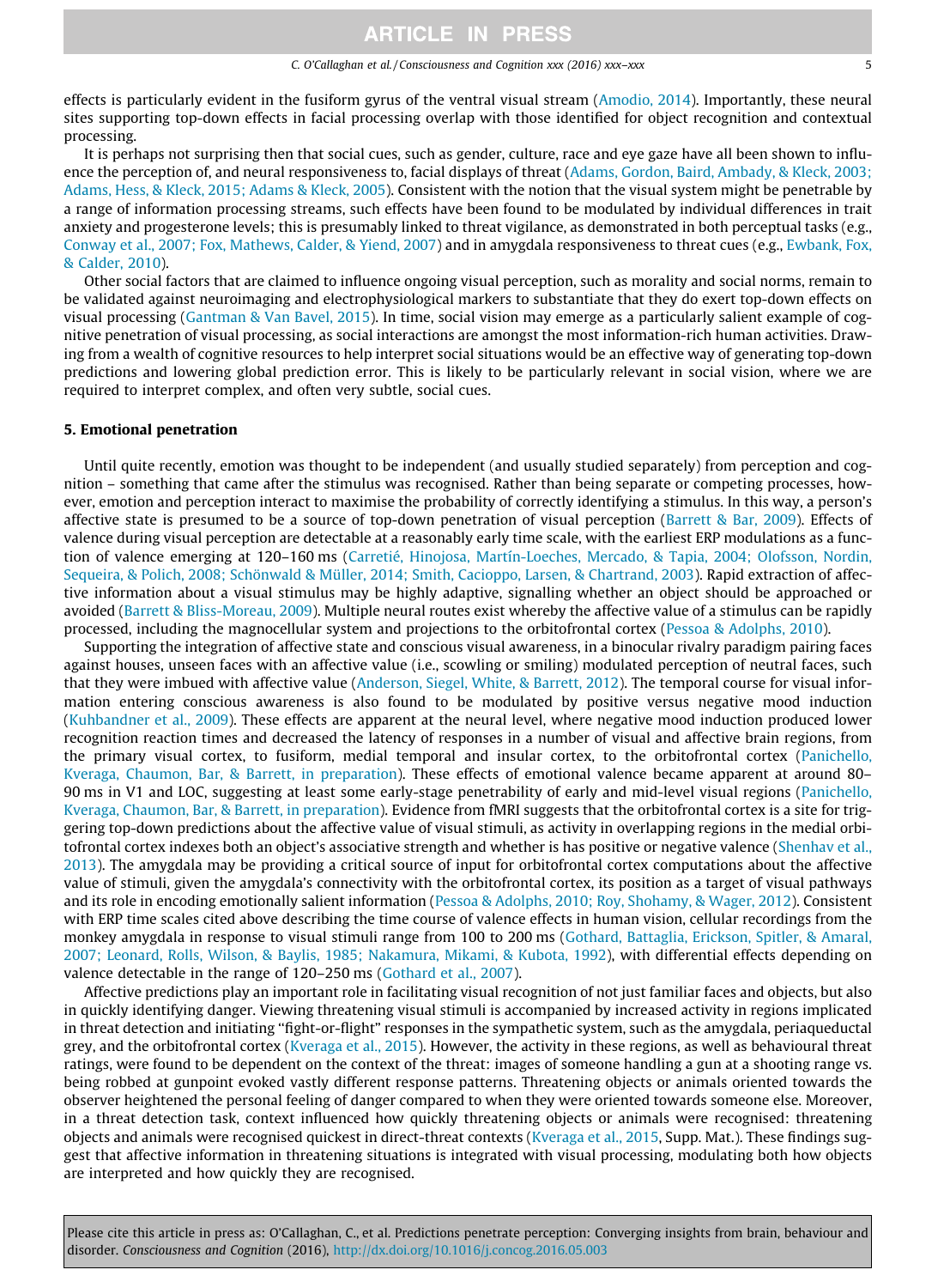effects is particularly evident in the fusiform gyrus of the ventral visual stream (Amodio, 2014). Importantly, these neural sites supporting top-down effects in facial processing overlap with those identified for object recognition and contextual processing.

It is perhaps not surprising then that social cues, such as gender, culture, race and eye gaze have all been shown to influence the perception of, and neural responsiveness to, facial displays of threat (Adams, Gordon, Baird, Ambady, & Kleck, 2003; Adams, Hess, & Kleck, 2015; Adams & Kleck, 2005). Consistent with the notion that the visual system might be penetrable by a range of information processing streams, such effects have been found to be modulated by individual differences in trait anxiety and progesterone levels; this is presumably linked to threat vigilance, as demonstrated in both perceptual tasks (e.g., Conway et al., 2007; Fox, Mathews, Calder, & Yiend, 2007) and in amygdala responsiveness to threat cues (e.g., Ewbank, Fox, & Calder, 2010).

Other social factors that are claimed to influence ongoing visual perception, such as morality and social norms, remain to be validated against neuroimaging and electrophysiological markers to substantiate that they do exert top-down effects on visual processing (Gantman & Van Bavel, 2015). In time, social vision may emerge as a particularly salient example of cognitive penetration of visual processing, as social interactions are amongst the most information-rich human activities. Drawing from a wealth of cognitive resources to help interpret social situations would be an effective way of generating top-down predictions and lowering global prediction error. This is likely to be particularly relevant in social vision, where we are required to interpret complex, and often very subtle, social cues.

## 5. Emotional penetration

Until quite recently, emotion was thought to be independent (and usually studied separately) from perception and cognition – something that came after the stimulus was recognised. Rather than being separate or competing processes, however, emotion and perception interact to maximise the probability of correctly identifying a stimulus. In this way, a person's affective state is presumed to be a source of top-down penetration of visual perception (Barrett & Bar, 2009). Effects of valence during visual perception are detectable at a reasonably early time scale, with the earliest ERP modulations as a function of valence emerging at 120–160 ms (Carretié, Hinojosa, Martín-Loeches, Mercado, & Tapia, 2004; Olofsson, Nordin, Sequeira, & Polich, 2008; Schönwald & Müller, 2014; Smith, Cacioppo, Larsen, & Chartrand, 2003). Rapid extraction of affective information about a visual stimulus may be highly adaptive, signalling whether an object should be approached or avoided (Barrett & Bliss-Moreau, 2009). Multiple neural routes exist whereby the affective value of a stimulus can be rapidly processed, including the magnocellular system and projections to the orbitofrontal cortex (Pessoa & Adolphs, 2010).

Supporting the integration of affective state and conscious visual awareness, in a binocular rivalry paradigm pairing faces against houses, unseen faces with an affective value (i.e., scowling or smiling) modulated perception of neutral faces, such that they were imbued with affective value (Anderson, Siegel, White, & Barrett, 2012). The temporal course for visual information entering conscious awareness is also found to be modulated by positive versus negative mood induction (Kuhbandner et al., 2009). These effects are apparent at the neural level, where negative mood induction produced lower recognition reaction times and decreased the latency of responses in a number of visual and affective brain regions, from the primary visual cortex, to fusiform, medial temporal and insular cortex, to the orbitofrontal cortex (Panichello, Kveraga, Chaumon, Bar, & Barrett, in preparation). These effects of emotional valence became apparent at around 80–90 ms in V1 and LOC, suggesting at least some early-stage penetrability of early and mid-level visual regions (Panichello, Kveraga, Chaumon, Bar, & Barrett, in preparation). Evidence from fMRI suggests that the orbitofrontal cortex is a site for triggering top-down predictions about the affective value of visual stimuli, as activity in overlapping regions in the medial orbitofrontal cortex indexes both an object's associative strength and whether is has positive or negative valence (Shenhav et al., 2013). The amygdala may be providing a critical source of input for orbitofrontal cortex computations about the affective value of stimuli, given the amygdala's connectivity with the orbitofrontal cortex, its position as a target of visual pathways and its role in encoding emotionally salient information (Pessoa & Adolphs, 2010; Roy, Shohamy, & Wager, 2012). Consistent with ERP time scales cited above describing the time course of valence effects in human vision, cellular recordings from the monkey amygdala in response to visual stimuli range from 100 to 200 ms (Gothard, Battaglia, Erickson, Spitler, & Amaral, 2007; Leonard, Rolls, Wilson, & Baylis, 1985; Nakamura, Mikami, & Kubota, 1992), with differential effects depending on valence detectable in the range of 120–250 ms (Gothard et al., 2007).

Affective predictions play an important role in facilitating visual recognition of not just familiar faces and objects, but also in quickly identifying danger. Viewing threatening visual stimuli is accompanied by increased activity in regions implicated in threat detection and initiating "fight-or-flight" responses in the sympathetic system, such as the amygdala, periaqueductal grey, and the orbitofrontal cortex (Kveraga et al., 2015). However, the activity in these regions, as well as behavioural threat ratings, were found to be dependent on the context of the threat: images of someone handling a gun at a shooting range vs. being robbed at gunpoint evoked vastly different response patterns. Threatening objects or animals oriented towards the observer heightened the personal feeling of danger compared to when they were oriented towards someone else. Moreover, in a threat detection task, context influenced how quickly threatening objects or animals were recognised: threatening objects and animals were recognised quickest in direct-threat contexts (Kveraga et al., 2015, Supp. Mat.). These findings suggest that affective information in threatening situations is integrated with visual processing, modulating both how objects are interpreted and how quickly they are recognised.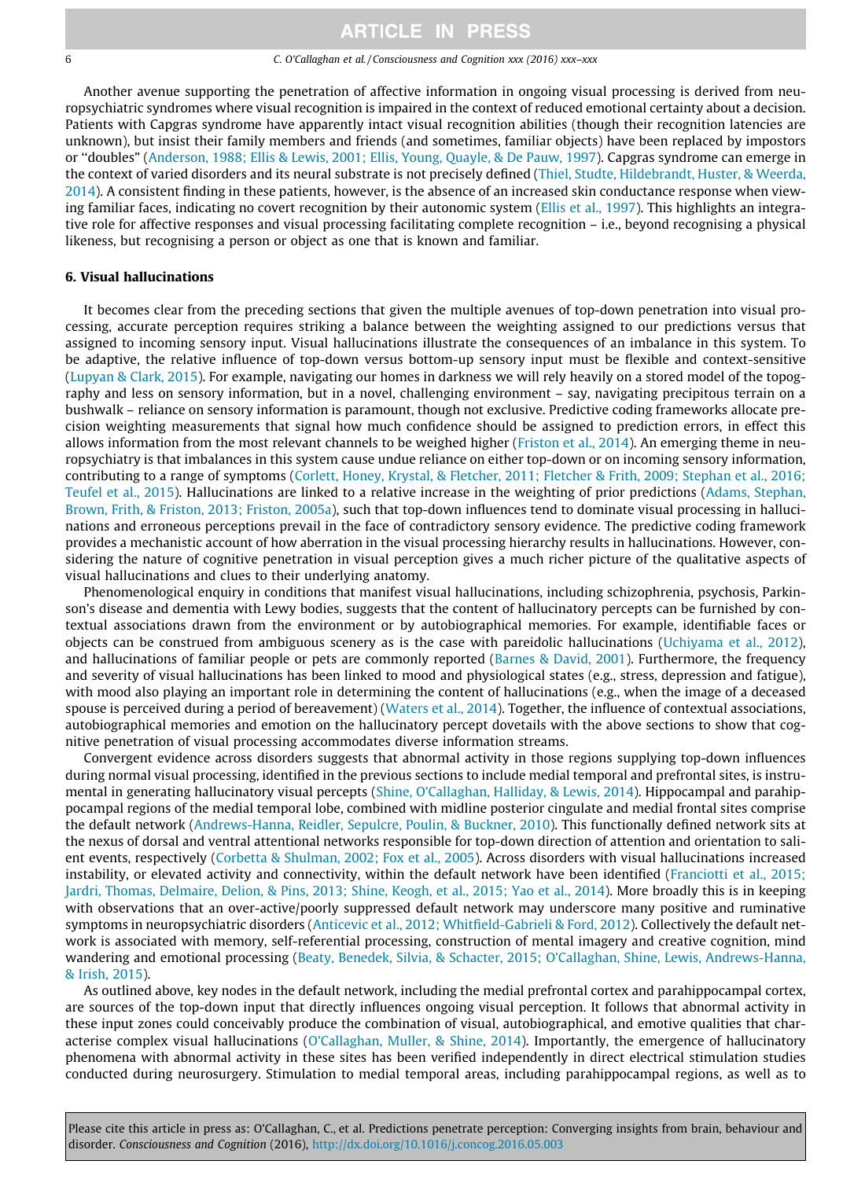Another avenue supporting the penetration of affective information in ongoing visual processing is derived from neuropsychiatric syndromes where visual recognition is impaired in the context of reduced emotional certainty about a decision. Patients with Capgras syndrome have apparently intact visual recognition abilities (though their recognition latencies are unknown), but insist their family members and friends (and sometimes, familiar objects) have been replaced by impostors or "doubles" (Anderson, 1988; Ellis & Lewis, 2001; Ellis, Young, Quayle, & De Pauw, 1997). Capgras syndrome can emerge in the context of varied disorders and its neural substrate is not precisely defined (Thiel, Studte, Hildebrandt, Huster, & Weerda, 2014). A consistent finding in these patients, however, is the absence of an increased skin conductance response when viewing familiar faces, indicating no covert recognition by their autonomic system (Ellis et al., 1997). This highlights an integrative role for affective responses and visual processing facilitating complete recognition – i.e., beyond recognising a physical likeness, but recognising a person or object as one that is known and familiar.

## 6. Visual hallucinations

It becomes clear from the preceding sections that given the multiple avenues of top-down penetration into visual processing, accurate perception requires striking a balance between the weighting assigned to our predictions versus that assigned to incoming sensory input. Visual hallucinations illustrate the consequences of an imbalance in this system. To be adaptive, the relative influence of top-down versus bottom-up sensory input must be flexible and context-sensitive (Lupyan & Clark, 2015). For example, navigating our homes in darkness we will rely heavily on a stored model of the topography and less on sensory information, but in a novel, challenging environment – say, navigating precipitous terrain on a bushwalk – reliance on sensory information is paramount, though not exclusive. Predictive coding frameworks allocate precision weighting measurements that signal how much confidence should be assigned to prediction errors, in effect this allows information from the most relevant channels to be weighed higher (Friston et al., 2014). An emerging theme in neuropsychiatry is that imbalances in this system cause undue reliance on either top-down or on incoming sensory information, contributing to a range of symptoms (Corlett, Honey, Krystal, & Fletcher, 2011; Fletcher & Frith, 2009; Stephan et al., 2016; Teufel et al., 2015). Hallucinations are linked to a relative increase in the weighting of prior predictions (Adams, Stephan, Brown, Frith, & Friston, 2013; Friston, 2005a), such that top-down influences tend to dominate visual processing in hallucinations and erroneous perceptions prevail in the face of contradictory sensory evidence. The predictive coding framework provides a mechanistic account of how aberration in the visual processing hierarchy results in hallucinations. However, considering the nature of cognitive penetration in visual perception gives a much richer picture of the qualitative aspects of visual hallucinations and clues to their underlying anatomy.

Phenomenological enquiry in conditions that manifest visual hallucinations, including schizophrenia, psychosis, Parkinson's disease and dementia with Lewy bodies, suggests that the content of hallucinatory percepts can be furnished by contextual associations drawn from the environment or by autobiographical memories. For example, identifiable faces or objects can be construed from ambiguous scenery as is the case with pareidolic hallucinations (Uchiyama et al., 2012), and hallucinations of familiar people or pets are commonly reported (Barnes & David, 2001). Furthermore, the frequency and severity of visual hallucinations has been linked to mood and physiological states (e.g., stress, depression and fatigue), with mood also playing an important role in determining the content of hallucinations (e.g., when the image of a deceased spouse is perceived during a period of bereavement) (Waters et al., 2014). Together, the influence of contextual associations, autobiographical memories and emotion on the hallucinatory percept dovetails with the above sections to show that cognitive penetration of visual processing accommodates diverse information streams.

Convergent evidence across disorders suggests that abnormal activity in those regions supplying top-down influences during normal visual processing, identified in the previous sections to include medial temporal and prefrontal sites, is instrumental in generating hallucinatory visual percepts (Shine, O'Callaghan, Halliday, & Lewis, 2014). Hippocampal and parahippocampal regions of the medial temporal lobe, combined with midline posterior cingulate and medial frontal sites comprise the default network (Andrews-Hanna, Reidler, Sepulcre, Poulin, & Buckner, 2010). This functionally defined network sits at the nexus of dorsal and ventral attentional networks responsible for top-down direction of attention and orientation to salient events, respectively (Corbetta & Shulman, 2002; Fox et al., 2005). Across disorders with visual hallucinations increased instability, or elevated activity and connectivity, within the default network have been identified (Franciotti et al., 2015; Jardri, Thomas, Delmaire, Delion, & Pins, 2013; Shine, Keogh, et al., 2015; Yao et al., 2014). More broadly this is in keeping with observations that an over-active/poorly suppressed default network may underscore many positive and ruminative symptoms in neuropsychiatric disorders (Anticevic et al., 2012; Whitfield-Gabrieli & Ford, 2012). Collectively the default network is associated with memory, self-referential processing, construction of mental imagery and creative cognition, mind wandering and emotional processing (Beaty, Benedek, Silvia, & Schacter, 2015; O'Callaghan, Shine, Lewis, Andrews-Hanna, & Irish, 2015).

As outlined above, key nodes in the default network, including the medial prefrontal cortex and parahippocampal cortex, are sources of the top-down input that directly influences ongoing visual perception. It follows that abnormal activity in these input zones could conceivably produce the combination of visual, autobiographical, and emotive qualities that characterise complex visual hallucinations (O'Callaghan, Muller, & Shine, 2014). Importantly, the emergence of hallucinatory phenomena with abnormal activity in these sites has been verified independently in direct electrical stimulation studies conducted during neurosurgery. Stimulation to medial temporal areas, including parahippocampal regions, as well as to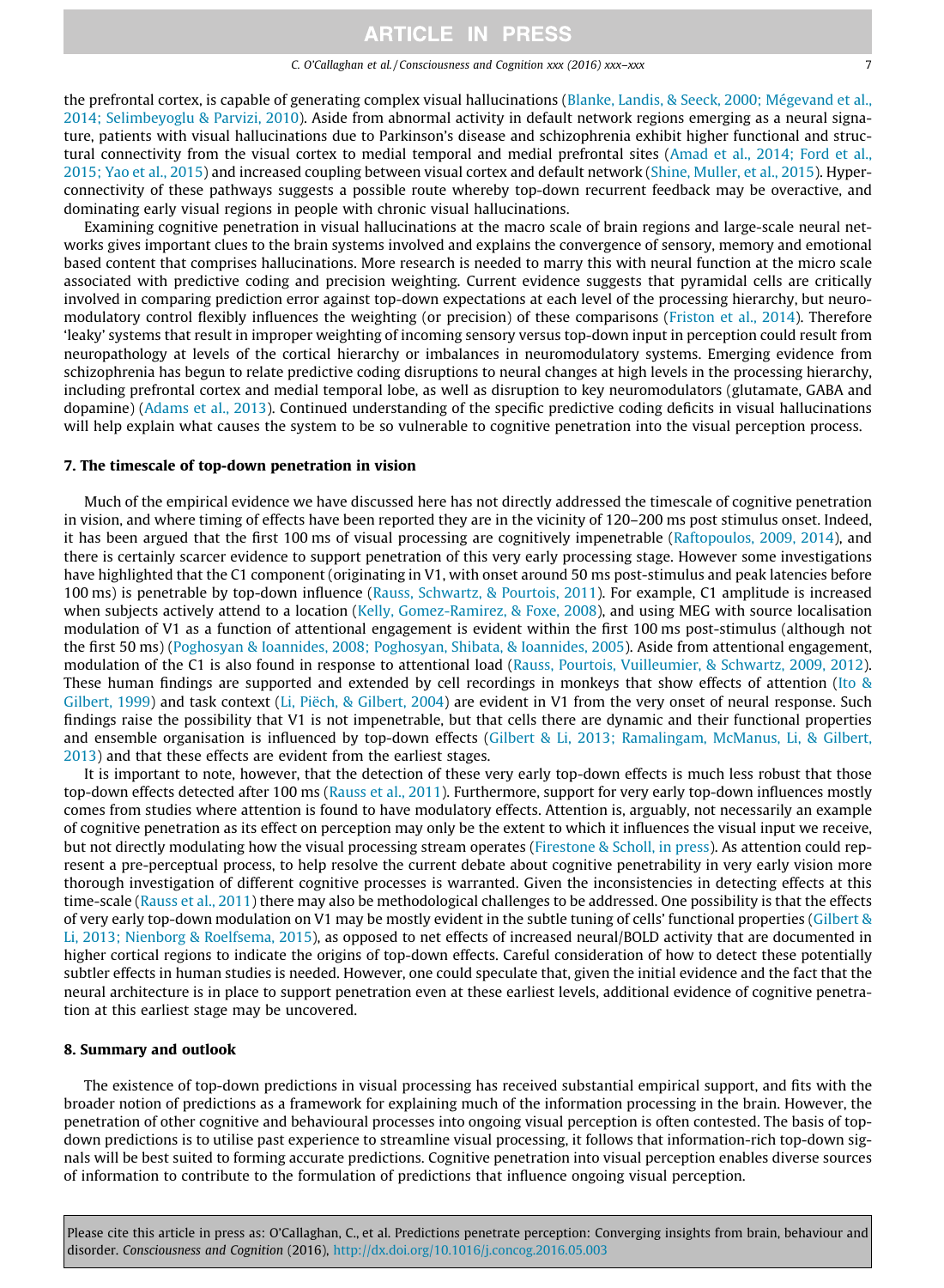the prefrontal cortex, is capable of generating complex visual hallucinations (Blanke, Landis, & Seeck, 2000; Mégevand et al., 2014; Selimbeyoglu & Parvizi, 2010). Aside from abnormal activity in default network regions emerging as a neural signature, patients with visual hallucinations due to Parkinson's disease and schizophrenia exhibit higher functional and structural connectivity from the visual cortex to medial temporal and medial prefrontal sites (Amad et al., 2014; Ford et al., 2015; Yao et al., 2015) and increased coupling between visual cortex and default network (Shine, Muller, et al., 2015). Hyperconnectivity of these pathways suggests a possible route whereby top-down recurrent feedback may be overactive, and dominating early visual regions in people with chronic visual hallucinations.

Examining cognitive penetration in visual hallucinations at the macro scale of brain regions and large-scale neural networks gives important clues to the brain systems involved and explains the convergence of sensory, memory and emotional based content that comprises hallucinations. More research is needed to marry this with neural function at the micro scale associated with predictive coding and precision weighting. Current evidence suggests that pyramidal cells are critically involved in comparing prediction error against top-down expectations at each level of the processing hierarchy, but neuromodulatory control flexibly influences the weighting (or precision) of these comparisons (Friston et al., 2014). Therefore 'leaky' systems that result in improper weighting of incoming sensory versus top-down input in perception could result from neuropathology at levels of the cortical hierarchy or imbalances in neuromodulatory systems. Emerging evidence from schizophrenia has begun to relate predictive coding disruptions to neural changes at high levels in the processing hierarchy, including prefrontal cortex and medial temporal lobe, as well as disruption to key neuromodulators (glutamate, GABA and dopamine) (Adams et al., 2013). Continued understanding of the specific predictive coding deficits in visual hallucinations will help explain what causes the system to be so vulnerable to cognitive penetration into the visual perception process.

## 7. The timescale of top-down penetration in vision

Much of the empirical evidence we have discussed here has not directly addressed the timescale of cognitive penetration in vision, and where timing of effects have been reported they are in the vicinity of 120–200 ms post stimulus onset. Indeed, it has been argued that the first 100 ms of visual processing are cognitively impenetrable (Raftopoulos, 2009, 2014), and there is certainly scarcer evidence to support penetration of this very early processing stage. However some investigations have highlighted that the C1 component (originating in V1, with onset around 50 ms post-stimulus and peak latencies before 100 ms) is penetrable by top-down influence (Rauss, Schwartz, & Pourtois, 2011). For example, C1 amplitude is increased when subjects actively attend to a location (Kelly, Gomez-Ramirez, & Foxe, 2008), and using MEG with source localisation modulation of V1 as a function of attentional engagement is evident within the first 100 ms post-stimulus (although not the first 50 ms) (Poghosyan & Ioannides, 2008; Poghosyan, Shibata, & Ioannides, 2005). Aside from attentional engagement, modulation of the C1 is also found in response to attentional load (Rauss, Pourtois, Vuilleumier, & Schwartz, 2009, 2012). These human findings are supported and extended by cell recordings in monkeys that show effects of attention (Ito & Gilbert, 1999) and task context (Li, Piëch, & Gilbert, 2004) are evident in V1 from the very onset of neural response. Such findings raise the possibility that V1 is not impenetrable, but that cells there are dynamic and their functional properties and ensemble organisation is influenced by top-down effects (Gilbert & Li, 2013; Ramalingam, McManus, Li, & Gilbert, 2013) and that these effects are evident from the earliest stages.

It is important to note, however, that the detection of these very early top-down effects is much less robust that those top-down effects detected after 100 ms (Rauss et al., 2011). Furthermore, support for very early top-down influences mostly comes from studies where attention is found to have modulatory effects. Attention is, arguably, not necessarily an example of cognitive penetration as its effect on perception may only be the extent to which it influences the visual input we receive, but not directly modulating how the visual processing stream operates (Firestone & Scholl, in press). As attention could represent a pre-perceptual process, to help resolve the current debate about cognitive penetrability in very early vision more thorough investigation of different cognitive processes is warranted. Given the inconsistencies in detecting effects at this time-scale (Rauss et al., 2011) there may also be methodological challenges to be addressed. One possibility is that the effects of very early top-down modulation on V1 may be mostly evident in the subtle tuning of cells' functional properties (Gilbert & Li, 2013; Nienborg & Roelfsema, 2015), as opposed to net effects of increased neural/BOLD activity that are documented in higher cortical regions to indicate the origins of top-down effects. Careful consideration of how to detect these potentially subtler effects in human studies is needed. However, one could speculate that, given the initial evidence and the fact that the neural architecture is in place to support penetration even at these earliest levels, additional evidence of cognitive penetration at this earliest stage may be uncovered.

## 8. Summary and outlook

The existence of top-down predictions in visual processing has received substantial empirical support, and fits with the broader notion of predictions as a framework for explaining much of the information processing in the brain. However, the penetration of other cognitive and behavioural processes into ongoing visual perception is often contested. The basis of top-down predictions is to utilise past experience to streamline visual processing, it follows that information-rich top-down signals will be best suited to forming accurate predictions. Cognitive penetration into visual perception enables diverse sources of information to contribute to the formulation of predictions that influence ongoing visual perception.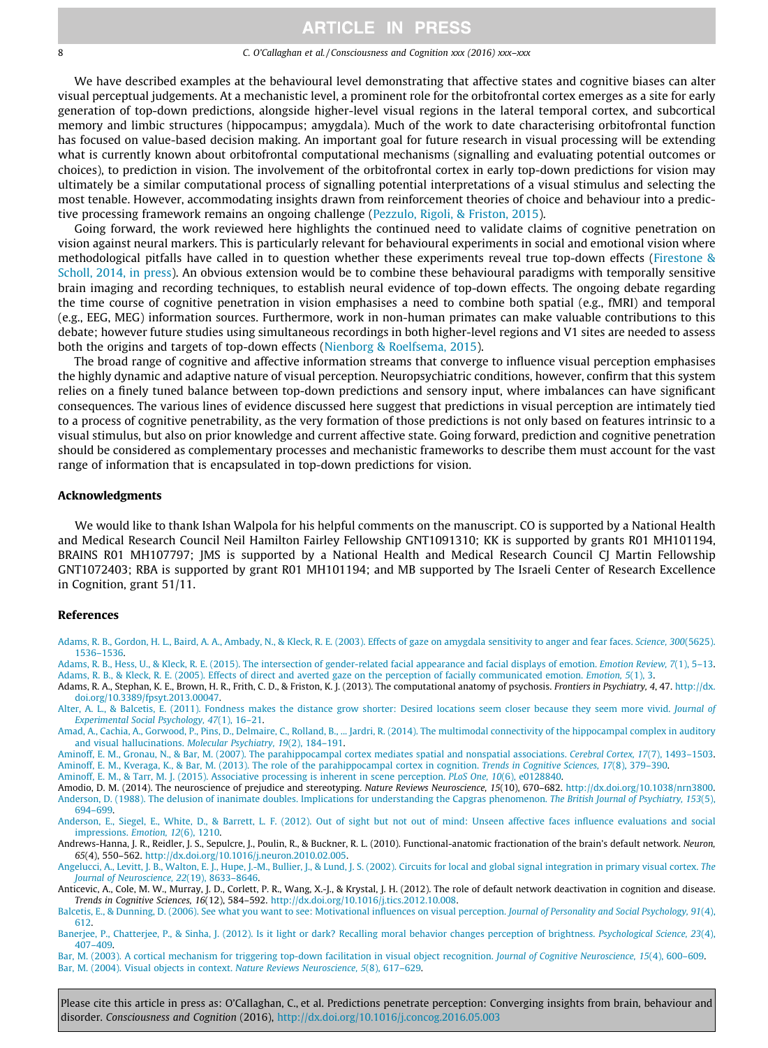We have described examples at the behavioural level demonstrating that affective states and cognitive biases can alter visual perceptual judgements. At a mechanistic level, a prominent role for the orbitofrontal cortex emerges as a site for early generation of top-down predictions, alongside higher-level visual regions in the lateral temporal cortex, and subcortical memory and limbic structures (hippocampus; amygdala). Much of the work to date characterising orbitofrontal function has focused on value-based decision making. An important goal for future research in visual processing will be extending what is currently known about orbitofrontal computational mechanisms (signalling and evaluating potential outcomes or choices), to prediction in vision. The involvement of the orbitofrontal cortex in early top-down predictions for vision may ultimately be a similar computational process of signalling potential interpretations of a visual stimulus and selecting the most tenable. However, accommodating insights drawn from reinforcement theories of choice and behaviour into a predictive processing framework remains an ongoing challenge (Pezzulo, Rigoli, & Friston, 2015).

Going forward, the work reviewed here highlights the continued need to validate claims of cognitive penetration on vision against neural markers. This is particularly relevant for behavioural experiments in social and emotional vision where methodological pitfalls have called in to question whether these experiments reveal true top-down effects (Firestone & Scholl, 2014, in press). An obvious extension would be to combine these behavioural paradigms with temporally sensitive brain imaging and recording techniques, to establish neural evidence of top-down effects. The ongoing debate regarding the time course of cognitive penetration in vision emphasises a need to combine both spatial (e.g., fMRI) and temporal (e.g., EEG, MEG) information sources. Furthermore, work in non-human primates can make valuable contributions to this debate; however future studies using simultaneous recordings in both higher-level regions and V1 sites are needed to assess both the origins and targets of top-down effects (Nienborg & Roelfsema, 2015).

The broad range of cognitive and affective information streams that converge to influence visual perception emphasises the highly dynamic and adaptive nature of visual perception. Neuropsychiatric conditions, however, confirm that this system relies on a finely tuned balance between top-down predictions and sensory input, where imbalances can have significant consequences. The various lines of evidence discussed here suggest that predictions in visual perception are intimately tied to a process of cognitive penetrability, as the very formation of those predictions is not only based on features intrinsic to a visual stimulus, but also on prior knowledge and current affective state. Going forward, prediction and cognitive penetration should be considered as complementary processes and mechanistic frameworks to describe them must account for the vast range of information that is encapsulated in top-down predictions for vision.

## Acknowledgments

We would like to thank Ishan Walpola for his helpful comments on the manuscript. CO is supported by a National Health and Medical Research Council Neil Hamilton Fairley Fellowship GNT1091310; KK is supported by grants R01 MH101194, BRAINS R01 MH107797; JMS is supported by a National Health and Medical Research Council CJ Martin Fellowship GNT1072403; RBA is supported by grant R01 MH101194; and MB supported by The Israeli Center of Research Excellence in Cognition, grant 51/11.

## References

Adams, R. B., Gordon, H. L., Baird, A. A., Ambady, N., & Kleck, R. E. (2003). Effects of gaze on amygdala sensitivity to anger and fear faces. *Science, 300*(5625), 1536–1536.

Adams, R. B., Hess, U., & Kleck, R. E. (2015). The intersection of gender-related facial appearance and facial displays of emotion. *Emotion Review, 7*(1), 5–13.

Adams, R. B., & Kleck, R. E. (2005). Effects of direct and averted gaze on the perception of facially communicated emotion. *Emotion, 5*(1), 3.

Adams, R. A., Stephan, K. E., Brown, H. R., Frith, C. D., & Friston, K. J. (2013). The computational anatomy of psychosis. *Frontiers in Psychiatry, 4*, 47. http://dx.doi.org/10.3389/fpsyt.2013.00047.

Alter, A. L., & Balcetis, E. (2011). Fondness makes the distance grow shorter: Desired locations seem closer because they seem more vivid. *Journal of Experimental Social Psychology, 47*(1), 16–21.

Amad, A., Cachia, A., Gorwood, P., Pins, D., Delmaire, C., Rolland, B., ... Jardri, R. (2014). The multimodal connectivity of the hippocampal complex in auditory and visual hallucinations. *Molecular Psychiatry, 19*(2), 184–191.

Aminoff, E. M., Gronau, N., & Bar, M. (2007). The parahippocampal cortex mediates spatial and nonspatial associations. *Cerebral Cortex, 17*(7), 1493–1503.

Aminoff, E. M., Kveraga, K., & Bar, M. (2013). The role of the parahippocampal cortex in cognition. *Trends in Cognitive Sciences, 17*(8), 379–390.

Aminoff, E. M., & Tarr, M. J. (2015). Associative processing is inherent in scene perception. *PLoS One, 10*(6), e0128840.

Amodio, D. M. (2014). The neuroscience of prejudice and stereotyping. *Nature Reviews Neuroscience, 15*(10), 670–682. http://dx.doi.org/10.1038/nrn3800.

Anderson, D. (1988). The delusion of inanimate doubles. Implications for understanding the Capgras phenomenon. *The British Journal of Psychiatry, 153*(5), 694–699.

Anderson, E., Siegel, E., White, D., & Barrett, L. F. (2012). Out of sight but not out of mind: Unseen affective faces influence evaluations and social impressions. *Emotion, 12*(6), 1210.

Andrews-Hanna, J. R., Reidler, J. S., Sepulcre, J., Poulin, R., & Buckner, R. L. (2010). Functional-anatomic fractionation of the brain's default network. *Neuron, 65*(4), 550–562. http://dx.doi.org/10.1016/j.neuron.2010.02.005.

Angelucci, A., Levitt, J. B., Walton, E. J., Hupe, J.-M., Bullier, J., & Lund, J. S. (2002). Circuits for local and global signal integration in primary visual cortex. *The Journal of Neuroscience, 22*(19), 8633–8646.

Anticevic, A., Cole, M. W., Murray, J. D., Corlett, P. R., Wang, X.-J., & Krystal, J. H. (2012). The role of default network deactivation in cognition and disease. *Trends in Cognitive Sciences, 16*(12), 584–592. http://dx.doi.org/10.1016/j.tics.2012.10.008.

Balcetis, E., & Dunning, D. (2006). See what you want to see: Motivational influences on visual perception. *Journal of Personality and Social Psychology, 91*(4), 612.

Banerjee, P., Chatterjee, P., & Sinha, J. (2012). Is it light or dark? Recalling moral behavior changes perception of brightness. *Psychological Science, 23*(4), 407–409.

Bar, M. (2003). A cortical mechanism for triggering top-down facilitation in visual object recognition. *Journal of Cognitive Neuroscience, 15*(4), 600–609.

Bar, M. (2004). Visual objects in context. *Nature Reviews Neuroscience, 5*(8), 617–629.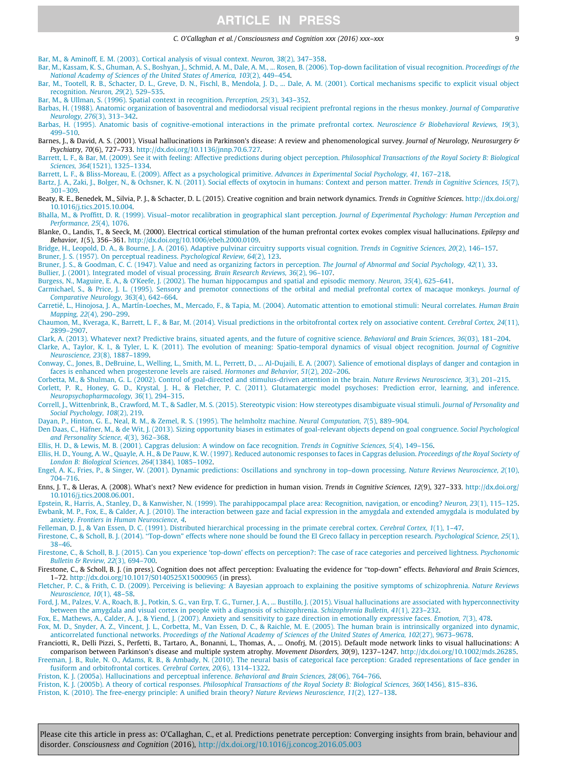Bar, M., & Aminoff, E. M. (2003). Cortical analysis of visual context. *Neuron, 38*(2), 347–358.

Bar, M., Kassam, K. S., Ghuman, A. S., Boshyan, J., Schmid, A. M., Dale, A. M., ... Rosen, B. (2006). Top-down facilitation of visual recognition. *Proceedings of the National Academy of Sciences of the United States of America, 103*(2), 449–454.

Bar, M., Tootell, R. B., Schacter, D. L., Greve, D. N., Fischl, B., Mendola, J. D., ... Dale, A. M. (2001). Cortical mechanisms specific to explicit visual object recognition. *Neuron, 29*(2), 529–535.

Bar, M., & Ullman, S. (1996). Spatial context in recognition. *Perception, 25*(3), 343–352.

Barbas, H. (1988). Anatomic organization of basoventral and mediodorsal visual recipient prefrontal regions in the rhesus monkey. *Journal of Comparative Neurology, 276*(3), 313–342.

Barbas, H. (1995). Anatomic basis of cognitive-emotional interactions in the primate prefrontal cortex. *Neuroscience & Biobehavioral Reviews, 19*(3), 499–510.

Barnes, J., & David, A. S. (2001). Visual hallucinations in Parkinson's disease: A review and phenomenological survey. *Journal of Neurology, Neurosurgery & Psychiatry, 70*(6), 727–733. http://dx.doi.org/10.1136/jnnp.70.6.727.

Barrett, L. F., & Bar, M. (2009). See it with feeling: Affective predictions during object perception. *Philosophical Transactions of the Royal Society B: Biological Sciences, 364*(1521), 1325–1334.

Barrett, L. F., & Bliss-Moreau, E. (2009). Affect as a psychological primitive. *Advances in Experimental Social Psychology, 41*, 167–218.

Bartz, J. A., Zaki, J., Bolger, N., & Ochsner, K. N. (2011). Social effects of oxytocin in humans: Context and person matter. *Trends in Cognitive Sciences, 15*(7), 301–309.

Beaty, R. E., Benedek, M., Silvia, P. J., & Schacter, D. L. (2015). Creative cognition and brain network dynamics. *Trends in Cognitive Sciences*. http://dx.doi.org/10.1016/j.tics.2015.10.004.

Bhalla, M., & Proffitt, D. R. (1999). Visual–motor recalibration in geographical slant perception. *Journal of Experimental Psychology: Human Perception and Performance, 25*(4), 1076.

Blanke, O., Landis, T., & Seeck, M. (2000). Electrical cortical stimulation of the human prefrontal cortex evokes complex visual hallucinations. *Epilepsy and Behavior, 1*(5), 356–361. http://dx.doi.org/10.1006/ebeh.2000.0109.

Bridge, H., Leopold, D. A., & Bourne, J. A. (2016). Adaptive pulvinar circuitry supports visual cognition. *Trends in Cognitive Sciences, 20*(2), 146–157.

Bruner, J. S. (1957). On perceptual readiness. *Psychological Review, 64*(2), 123.

Bruner, J. S., & Goodman, C. C. (1947). Value and need as organizing factors in perception. *The Journal of Abnormal and Social Psychology, 42*(1), 33.

Bullier, J. (2001). Integrated model of visual processing. *Brain Research Reviews, 36*(2), 96–107.

Burgess, N., Maguire, E. A., & O'Keefe, J. (2002). The human hippocampus and spatial and episodic memory. *Neuron, 35*(4), 625–641.

Carmichael, S., & Price, J. L. (1995). Sensory and premotor connections of the orbital and medial prefrontal cortex of macaque monkeys. *Journal of Comparative Neurology, 363*(4), 642–664.

Carretié, L., Hinojosa, J. A., Martín-Loeches, M., Mercado, F., & Tapia, M. (2004). Automatic attention to emotional stimuli: Neural correlates. *Human Brain Mapping, 22*(4), 290–299.

Chaumon, M., Kveraga, K., Barrett, L. F., & Bar, M. (2014). Visual predictions in the orbitofrontal cortex rely on associative content. *Cerebral Cortex, 24*(11), 2899–2907.

Clark, A. (2013). Whatever next? Predictive brains, situated agents, and the future of cognitive science. *Behavioral and Brain Sciences, 36*(03), 181–204.

Clarke, A., Taylor, K. I., & Tyler, L. K. (2011). The evolution of meaning: Spatio-temporal dynamics of visual object recognition. *Journal of Cognitive Neuroscience, 23*(8), 1887–1899.

Conway, C., Jones, B., DeBruine, L., Welling, L., Smith, M. L., Perrett, D., ... Al-Dujaili, E. A. (2007). Salience of emotional displays of danger and contagion in faces is enhanced when progesterone levels are raised. *Hormones and Behavior, 51*(2), 202–206.

Corbetta, M., & Shulman, G. L. (2002). Control of goal-directed and stimulus-driven attention in the brain. *Nature Reviews Neuroscience, 3*(3), 201–215.

Corlett, P. R., Honey, G. D., Krystal, J. H., & Fletcher, P. C. (2011). Glutamatergic model psychoses: Prediction error, learning, and inference. *Neuropsychopharmacology, 36*(1), 294–315.

Correll, J., Wittenbrink, B., Crawford, M. T., & Sadler, M. S. (2015). Stereotypic vision: How stereotypes disambiguate visual stimuli. *Journal of Personality and Social Psychology, 108*(2), 219.

Dayan, P., Hinton, G. E., Neal, R. M., & Zemel, R. S. (1995). The helmholtz machine. *Neural Computation, 7*(5), 889–904.

Den Daas, C., Häfner, M., & de Wit, J. (2013). Sizing opportunity biases in estimates of goal-relevant objects depend on goal congruence. *Social Psychological and Personality Science, 4*(3), 362–368.

Ellis, H. D., & Lewis, M. B. (2001). Capgras delusion: A window on face recognition. *Trends in Cognitive Sciences, 5*(4), 149–156.

Ellis, H. D., Young, A. W., Quayle, A. H., & De Pauw, K. W. (1997). Reduced autonomic responses to faces in Capgras delusion. *Proceedings of the Royal Society of London B: Biological Sciences, 264*(1384), 1085–1092.

Engel, A. K., Fries, P., & Singer, W. (2001). Dynamic predictions: Oscillations and synchrony in top–down processing. *Nature Reviews Neuroscience, 2*(10), 704–716.

Enns, J. T., & Lleras, A. (2008). What's next? New evidence for prediction in human vision. *Trends in Cognitive Sciences, 12*(9), 327–333. http://dx.doi.org/10.1016/j.tics.2008.06.001.

Epstein, R., Harris, A., Stanley, D., & Kanwisher, N. (1999). The parahippocampal place area: Recognition, navigation, or encoding? *Neuron, 23*(1), 115–125.

Ewbank, M. P., Fox, E., & Calder, A. J. (2010). The interaction between gaze and facial expression in the amygdala and extended amygdala is modulated by anxiety. *Frontiers in Human Neuroscience, 4*.

Felleman, D. J., & Van Essen, D. C. (1991). Distributed hierarchical processing in the primate cerebral cortex. *Cerebral Cortex, 1*(1), 1–47.

Firestone, C., & Scholl, B. J. (2014). "Top-down" effects where none should be found the El Greco fallacy in perception research. *Psychological Science, 25*(1), 38–46.

Firestone, C., & Scholl, B. J. (2015). Can you experience 'top-down' effects on perception?: The case of race categories and perceived lightness. *Psychonomic Bulletin & Review, 22*(3), 694–700.

Firestone, C., & Scholl, B. J. (in press). Cognition does not affect perception: Evaluating the evidence for "top-down" effects. *Behavioral and Brain Sciences*, 1–72. http://dx.doi.org/10.1017/S0140525X15000965 (in press).

Fletcher, P. C., & Frith, C. D. (2009). Perceiving is believing: A Bayesian approach to explaining the positive symptoms of schizophrenia. *Nature Reviews Neuroscience, 10*(1), 48–58.

Ford, J. M., Palzes, V. A., Roach, B. J., Potkin, S. G., van Erp, T. G., Turner, J. A., ... Bustillo, J. (2015). Visual hallucinations are associated with hyperconnectivity between the amygdala and visual cortex in people with a diagnosis of schizophrenia. *Schizophrenia Bulletin, 41*(1), 223–232.

Fox, E., Mathews, A., Calder, A. J., & Yiend, J. (2007). Anxiety and sensitivity to gaze direction in emotionally expressive faces. *Emotion, 7*(3), 478.

Fox, M. D., Snyder, A. Z., Vincent, J. L., Corbetta, M., Van Essen, D. C., & Raichle, M. E. (2005). The human brain is intrinsically organized into dynamic, anticorrelated functional networks. *Proceedings of the National Academy of Sciences of the United States of America, 102*(27), 9673–9678.

Franciotti, R., Delli Pizzi, S., Perfetti, B., Tartaro, A., Bonanni, L., Thomas, A., ... Onofrj, M. (2015). Default mode network links to visual hallucinations: A comparison between Parkinson's disease and multiple system atrophy. *Movement Disorders, 30*(9), 1237–1247. http://dx.doi.org/10.1002/mds.26285.

Freeman, J. B., Rule, N. O., Adams, R. B., & Ambady, N. (2010). The neural basis of categorical face perception: Graded representations of face gender in fusiform and orbitofrontal cortices. *Cerebral Cortex, 20*(6), 1314–1322.

Friston, K. J. (2005a). Hallucinations and perceptual inference. *Behavioral and Brain Sciences, 28*(06), 764–766.

Friston, K. J. (2005b). A theory of cortical responses. *Philosophical Transactions of the Royal Society B: Biological Sciences, 360*(1456), 815–836.

Friston, K. (2010). The free-energy principle: A unified brain theory? *Nature Reviews Neuroscience, 11*(2), 127–138.

Please cite this article in press as: O'Callaghan, C., et al. Predictions penetrate perception: Converging insights from brain, behaviour and disorder. *Consciousness and Cognition* (2016), http://dx.doi.org/10.1016/j.concog.2016.05.003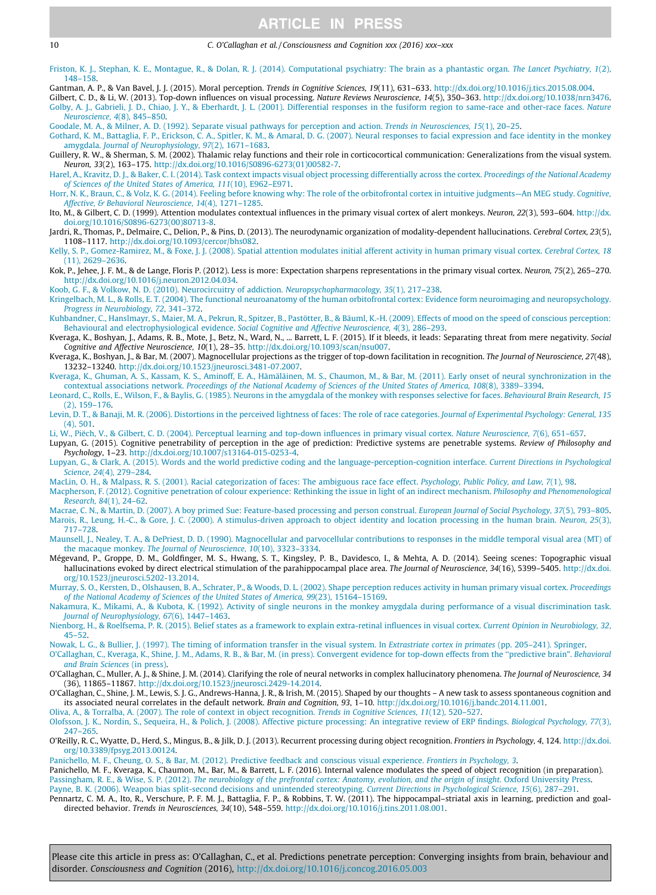Friston, K. J., Stephan, K. E., Montague, R., & Dolan, R. J. (2014). Computational psychiatry: The brain as a phantastic organ. *The Lancet Psychiatry, 1*(2), 148–158.

Gantman, A. P., & Van Bavel, J. J. (2015). Moral perception. *Trends in Cognitive Sciences, 19*(11), 631–633. http://dx.doi.org/10.1016/j.tics.2015.08.004.

Gilbert, C. D., & Li, W. (2013). Top-down influences on visual processing. *Nature Reviews Neuroscience, 14*(5), 350–363. http://dx.doi.org/10.1038/nrn3476.

Golby, A. J., Gabrieli, J. D., Chiao, J. Y., & Eberhardt, J. L. (2001). Differential responses in the fusiform region to same-race and other-race faces. *Nature Neuroscience, 4*(8), 845–850.

Goodale, M. A., & Milner, A. D. (1992). Separate visual pathways for perception and action. *Trends in Neurosciences, 15*(1), 20–25.

Gothard, K. M., Battaglia, F. P., Erickson, C. A., Spitler, K. M., & Amaral, D. G. (2007). Neural responses to facial expression and face identity in the monkey amygdala. *Journal of Neurophysiology, 97*(2), 1671–1683.

Guillery, R. W., & Sherman, S. M. (2002). Thalamic relay functions and their role in corticocortical communication: Generalizations from the visual system. *Neuron, 33*(2), 163–175. http://dx.doi.org/10.1016/S0896-6273(01)00582-7.

Harel, A., Kravitz, D. J., & Baker, C. I. (2014). Task context impacts visual object processing differentially across the cortex. *Proceedings of the National Academy of Sciences of the United States of America, 111*(10), E962–E971.

Horr, N. K., Braun, C., & Volz, K. G. (2014). Feeling before knowing why: The role of the orbitofrontal cortex in intuitive judgments—An MEG study. *Cognitive, Affective, & Behavioral Neuroscience, 14*(4), 1271–1285.

Ito, M., & Gilbert, C. D. (1999). Attention modulates contextual influences in the primary visual cortex of alert monkeys. *Neuron, 22*(3), 593–604. http://dx.doi.org/10.1016/S0896-6273(00)80713-8.

Jardri, R., Thomas, P., Delmaire, C., Delion, P., & Pins, D. (2013). The neurodynamic organization of modality-dependent hallucinations. *Cerebral Cortex, 23*(5), 1108–1117. http://dx.doi.org/10.1093/cercor/bhs082.

Kelly, S. P., Gomez-Ramirez, M., & Foxe, J. J. (2008). Spatial attention modulates initial afferent activity in human primary visual cortex. *Cerebral Cortex, 18*(11), 2629–2636.

Kok, P., Jehee, J. F. M., & de Lange, Floris P. (2012). Less is more: Expectation sharpens representations in the primary visual cortex. *Neuron, 75*(2), 265–270. http://dx.doi.org/10.1016/j.neuron.2012.04.034.

Koob, G. F., & Volkow, N. D. (2010). Neurocircuitry of addiction. *Neuropsychopharmacology, 35*(1), 217–238.

Kringelbach, M. L., & Rolls, E. T. (2004). The functional neuroanatomy of the human orbitofrontal cortex: Evidence form neuroimaging and neuropsychology. *Progress in Neurobiology, 72*, 341–372.

Kuhbandner, C., Hanslmayr, S., Maier, M. A., Pekrun, R., Spitzer, B., Pastötter, B., & Bäuml, K.-H. (2009). Effects of mood on the speed of conscious perception: Behavioural and electrophysiological evidence. *Social Cognitive and Affective Neuroscience, 4*(3), 286–293.

Kveraga, K., Boshyan, J., Adams, R. B., Mote, J., Betz, N., Ward, N., ... Barrett, L. F. (2015). If it bleeds, it leads: Separating threat from mere negativity. *Social Cognitive and Affective Neuroscience, 10*(1), 28–35. http://dx.doi.org/10.1093/scan/nsu007.

Kveraga, K., Boshyan, J., & Bar, M. (2007). Magnocellular projections as the trigger of top-down facilitation in recognition. *The Journal of Neuroscience, 27*(48), 13232–13240. http://dx.doi.org/10.1523/jneurosci.3481-07.2007.

Kveraga, K., Ghuman, A. S., Kassam, K. S., Aminoff, E. A., Hämäläinen, M. S., Chaumon, M., & Bar, M. (2011). Early onset of neural synchronization in the contextual associations network. *Proceedings of the National Academy of Sciences of the United States of America, 108*(8), 3389–3394.

Leonard, C., Rolls, E., Wilson, F., & Baylis, G. (1985). Neurons in the amygdala of the monkey with responses selective for faces. *Behavioural Brain Research, 15*(2), 159–176.

Levin, D. T., & Banaji, M. R. (2006). Distortions in the perceived lightness of faces: The role of race categories. *Journal of Experimental Psychology: General, 135*(4), 501.

Li, W., Piëch, V., & Gilbert, C. D. (2004). Perceptual learning and top-down influences in primary visual cortex. *Nature Neuroscience, 7*(6), 651–657.

Lupyan, G. (2015). Cognitive penetrability of perception in the age of prediction: Predictive systems are penetrable systems. *Review of Philosophy and Psychology*, 1–23. http://dx.doi.org/10.1007/s13164-015-0253-4.

Lupyan, G., & Clark, A. (2015). Words and the world predictive coding and the language-perception-cognition interface. *Current Directions in Psychological Science, 24*(4), 279–284.

MacLin, O. H., & Malpass, R. S. (2001). Racial categorization of faces: The ambiguous race face effect. *Psychology, Public Policy, and Law, 7*(1), 98.

Macpherson, F. (2012). Cognitive penetration of colour experience: Rethinking the issue in light of an indirect mechanism. *Philosophy and Phenomenological Research, 84*(1), 24–62.

Macrae, C. N., & Martin, D. (2007). A boy primed Sue: Feature-based processing and person construal. *European Journal of Social Psychology, 37*(5), 793–805.

Marois, R., Leung, H.-C., & Gore, J. C. (2000). A stimulus-driven approach to object identity and location processing in the human brain. *Neuron, 25*(3), 717–728.

Maunsell, J., Nealey, T. A., & DePriest, D. D. (1990). Magnocellular and parvocellular contributions to responses in the middle temporal visual area (MT) of the macaque monkey. *The Journal of Neuroscience, 10*(10), 3323–3334.

Mégevand, P., Groppe, D. M., Goldfinger, M. S., Hwang, S. T., Kingsley, P. B., Davidesco, I., & Mehta, A. D. (2014). Seeing scenes: Topographic visual hallucinations evoked by direct electrical stimulation of the parahippocampal place area. *The Journal of Neuroscience, 34*(16), 5399–5405. http://dx.doi.org/10.1523/jneurosci.5202-13.2014.

Murray, S. O., Kersten, D., Olshausen, B. A., Schrater, P., & Woods, D. L. (2002). Shape perception reduces activity in human primary visual cortex. *Proceedings of the National Academy of Sciences of the United States of America, 99*(23), 15164–15169.

Nakamura, K., Mikami, A., & Kubota, K. (1992). Activity of single neurons in the monkey amygdala during performance of a visual discrimination task. *Journal of Neurophysiology, 67*(6), 1447–1463.

Nienborg, H., & Roelfsema, P. R. (2015). Belief states as a framework to explain extra-retinal influences in visual cortex. *Current Opinion in Neurobiology, 32*, 45–52.

Nowak, L. G., & Bullier, J. (1997). The timing of information transfer in the visual system. In *Extrastriate cortex in primates* (pp. 205–241). Springer.

O'Callaghan, C., Kveraga, K., Shine, J. M., Adams, R. B., & Bar, M. (in press). Convergent evidence for top-down effects from the "predictive brain". *Behavioral and Brain Sciences* (in press).

O'Callaghan, C., Muller, A. J., & Shine, J. M. (2014). Clarifying the role of neural networks in complex hallucinatory phenomena. *The Journal of Neuroscience, 34*(36), 11865–11867. http://dx.doi.org/10.1523/jneurosci.2429-14.2014.

O'Callaghan, C., Shine, J. M., Lewis, S. J. G., Andrews-Hanna, J. R., & Irish, M. (2015). Shaped by our thoughts – A new task to assess spontaneous cognition and its associated neural correlates in the default network. *Brain and Cognition, 93*, 1–10. http://dx.doi.org/10.1016/j.bandc.2014.11.001.

Oliva, A., & Torralba, A. (2007). The role of context in object recognition. *Trends in Cognitive Sciences, 11*(12), 520–527.

Olofsson, J. K., Nordin, S., Sequeira, H., & Polich, J. (2008). Affective picture processing: An integrative review of ERP findings. *Biological Psychology, 77*(3), 247–265.

O'Reilly, R. C., Wyatte, D., Herd, S., Mingus, B., & Jilk, D. J. (2013). Recurrent processing during object recognition. *Frontiers in Psychology, 4*, 124. http://dx.doi.org/10.3389/fpsyg.2013.00124.

Panichello, M. F., Cheung, O. S., & Bar, M. (2012). Predictive feedback and conscious visual experience. *Frontiers in Psychology, 3*.

Panichello, M. F., Kveraga, K., Chaumon, M., Bar, M., & Barrett, L. F. (2016). Internal valence modulates the speed of object recognition (in preparation).

Passingham, R. E., & Wise, S. P. (2012). *The neurobiology of the prefrontal cortex: Anatomy, evolution, and the origin of insight*. Oxford University Press.

Payne, B. K. (2006). Weapon bias split-second decisions and unintended stereotyping. *Current Directions in Psychological Science, 15*(6), 287–291.

Pennartz, C. M. A., Ito, R., Verschure, P. F. M. J., Battaglia, F. P., & Robbins, T. W. (2011). The hippocampal–striatal axis in learning, prediction and goal-directed behavior. *Trends in Neurosciences, 34*(10), 548–559. http://dx.doi.org/10.1016/j.tins.2011.08.001.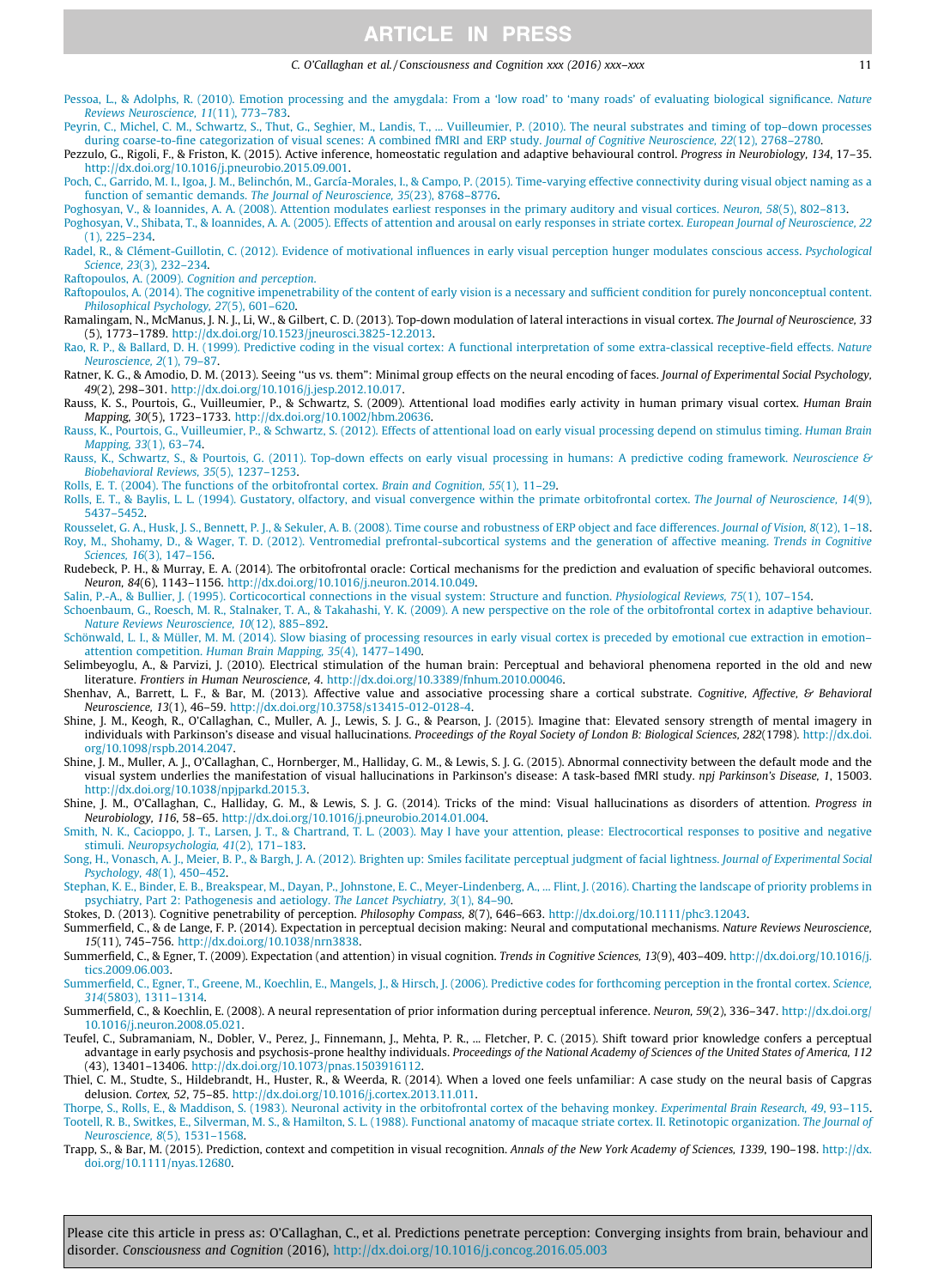Pessoa, L., & Adolphs, R. (2010). Emotion processing and the amygdala: From a 'low road' to 'many roads' of evaluating biological significance. *Nature Reviews Neuroscience, 11*(11), 773–783.

Peyrin, C., Michel, C. M., Schwartz, S., Thut, G., Seghier, M., Landis, T., ... Vuilleumier, P. (2010). The neural substrates and timing of top–down processes during coarse-to-fine categorization of visual scenes: A combined fMRI and ERP study. *Journal of Cognitive Neuroscience, 22*(12), 2768–2780.

Pezzulo, G., Rigoli, F., & Friston, K. (2015). Active inference, homeostatic regulation and adaptive behavioural control. *Progress in Neurobiology, 134*, 17–35. http://dx.doi.org/10.1016/j.pneurobio.2015.09.001.

Poch, C., Garrido, M. I., Igoa, J. M., Belinchón, M., García-Morales, I., & Campo, P. (2015). Time-varying effective connectivity during visual object naming as a function of semantic demands. *The Journal of Neuroscience, 35*(23), 8768–8776.

Poghosyan, V., & Ioannides, A. A. (2008). Attention modulates earliest responses in the primary auditory and visual cortices. *Neuron, 58*(5), 802–813.

Poghosyan, V., Shibata, T., & Ioannides, A. A. (2005). Effects of attention and arousal on early responses in striate cortex. *European Journal of Neuroscience, 22*(1), 225–234.

Radel, R., & Clément-Guillotin, C. (2012). Evidence of motivational influences in early visual perception hunger modulates conscious access. *Psychological Science, 23*(3), 232–234.

Raftopoulos, A. (2009). *Cognition and perception*.

Raftopoulos, A. (2014). The cognitive impenetrability of the content of early vision is a necessary and sufficient condition for purely nonconceptual content. *Philosophical Psychology, 27*(5), 601–620.

Ramalingam, N., McManus, J. N. J., Li, W., & Gilbert, C. D. (2013). Top-down modulation of lateral interactions in visual cortex. *The Journal of Neuroscience, 33*(5), 1773–1789. http://dx.doi.org/10.1523/jneurosci.3825-12.2013.

Rao, R. P., & Ballard, D. H. (1999). Predictive coding in the visual cortex: A functional interpretation of some extra-classical receptive-field effects. *Nature Neuroscience, 2*(1), 79–87.

Ratner, K. G., & Amodio, D. M. (2013). Seeing "us vs. them": Minimal group effects on the neural encoding of faces. *Journal of Experimental Social Psychology, 49*(2), 298–301. http://dx.doi.org/10.1016/j.jesp.2012.10.017.

Rauss, K. S., Pourtois, G., Vuilleumier, P., & Schwartz, S. (2009). Attentional load modifies early activity in human primary visual cortex. *Human Brain Mapping, 30*(5), 1723–1733. http://dx.doi.org/10.1002/hbm.20636.

Rauss, K., Pourtois, G., Vuilleumier, P., & Schwartz, S. (2012). Effects of attentional load on early visual processing depend on stimulus timing. *Human Brain Mapping, 33*(1), 63–74.

Rauss, K., Schwartz, S., & Pourtois, G. (2011). Top-down effects on early visual processing in humans: A predictive coding framework. *Neuroscience & Biobehavioral Reviews, 35*(5), 1237–1253.

Rolls, E. T. (2004). The functions of the orbitofrontal cortex. *Brain and Cognition, 55*(1), 11–29.

Rolls, E. T., & Baylis, L. L. (1994). Gustatory, olfactory, and visual convergence within the primate orbitofrontal cortex. *The Journal of Neuroscience, 14*(9), 5437–5452.

Rousselet, G. A., Husk, J. S., Bennett, P. J., & Sekuler, A. B. (2008). Time course and robustness of ERP object and face differences. *Journal of Vision, 8*(12), 1–18.

Roy, M., Shohamy, D., & Wager, T. D. (2012). Ventromedial prefrontal-subcortical systems and the generation of affective meaning. *Trends in Cognitive Sciences, 16*(3), 147–156.

Rudebeck, P. H., & Murray, E. A. (2014). The orbitofrontal oracle: Cortical mechanisms for the prediction and evaluation of specific behavioral outcomes. *Neuron, 84*(6), 1143–1156. http://dx.doi.org/10.1016/j.neuron.2014.10.049.

Salin, P.-A., & Bullier, J. (1995). Corticocortical connections in the visual system: Structure and function. *Physiological Reviews, 75*(1), 107–154.

Schoenbaum, G., Roesch, M. R., Stalnaker, T. A., & Takahashi, Y. K. (2009). A new perspective on the role of the orbitofrontal cortex in adaptive behaviour. *Nature Reviews Neuroscience, 10*(12), 885–892.

Schönwald, L. I., & Müller, M. M. (2014). Slow biasing of processing resources in early visual cortex is preceded by emotional cue extraction in emotion–attention competition. *Human Brain Mapping, 35*(4), 1477–1490.

Selimbeyoglu, A., & Parvizi, J. (2010). Electrical stimulation of the human brain: Perceptual and behavioral phenomena reported in the old and new literature. *Frontiers in Human Neuroscience, 4*. http://dx.doi.org/10.3389/fnhum.2010.00046.

Shenhav, A., Barrett, L. F., & Bar, M. (2013). Affective value and associative processing share a cortical substrate. *Cognitive, Affective, & Behavioral Neuroscience, 13*(1), 46–59. http://dx.doi.org/10.3758/s13415-012-0128-4.

Shine, J. M., Keogh, R., O'Callaghan, C., Muller, A. J., Lewis, S. J. G., & Pearson, J. (2015). Imagine that: Elevated sensory strength of mental imagery in individuals with Parkinson's disease and visual hallucinations. *Proceedings of the Royal Society of London B: Biological Sciences, 282*(1798). http://dx.doi.org/10.1098/rspb.2014.2047.

Shine, J. M., Muller, A. J., O'Callaghan, C., Hornberger, M., Halliday, G. M., & Lewis, S. J. G. (2015). Abnormal connectivity between the default mode and the visual system underlies the manifestation of visual hallucinations in Parkinson's disease: A task-based fMRI study. *npj Parkinson's Disease, 1*, 15003. http://dx.doi.org/10.1038/npjparkd.2015.3.

Shine, J. M., O'Callaghan, C., Halliday, G. M., & Lewis, S. J. G. (2014). Tricks of the mind: Visual hallucinations as disorders of attention. *Progress in Neurobiology, 116*, 58–65. http://dx.doi.org/10.1016/j.pneurobio.2014.01.004.

Smith, N. K., Cacioppo, J. T., Larsen, J. T., & Chartrand, T. L. (2003). May I have your attention, please: Electrocortical responses to positive and negative stimuli. *Neuropsychologia, 41*(2), 171–183.

Song, H., Vonasch, A. J., Meier, B. P., & Bargh, J. A. (2012). Brighten up: Smiles facilitate perceptual judgment of facial lightness. *Journal of Experimental Social Psychology, 48*(1), 450–452.

Stephan, K. E., Binder, E. B., Breakspear, M., Dayan, P., Johnstone, E. C., Meyer-Lindenberg, A., ... Flint, J. (2016). Charting the landscape of priority problems in psychiatry, Part 2: Pathogenesis and aetiology. *The Lancet Psychiatry, 3*(1), 84–90.

Stokes, D. (2013). Cognitive penetrability of perception. *Philosophy Compass, 8*(7), 646–663. http://dx.doi.org/10.1111/phc3.12043.

Summerfield, C., & de Lange, F. P. (2014). Expectation in perceptual decision making: Neural and computational mechanisms. *Nature Reviews Neuroscience, 15*(11), 745–756. http://dx.doi.org/10.1038/nrn3838.

Summerfield, C., & Egner, T. (2009). Expectation (and attention) in visual cognition. *Trends in Cognitive Sciences, 13*(9), 403–409. http://dx.doi.org/10.1016/j.tics.2009.06.003.

Summerfield, C., Egner, T., Greene, M., Koechlin, E., Mangels, J., & Hirsch, J. (2006). Predictive codes for forthcoming perception in the frontal cortex. *Science, 314*(5803), 1311–1314.

Summerfield, C., & Koechlin, E. (2008). A neural representation of prior information during perceptual inference. *Neuron, 59*(2), 336–347. http://dx.doi.org/10.1016/j.neuron.2008.05.021.

Teufel, C., Subramaniam, N., Dobler, V., Perez, J., Finnemann, J., Mehta, P. R., ... Fletcher, P. C. (2015). Shift toward prior knowledge confers a perceptual advantage in early psychosis and psychosis-prone healthy individuals. *Proceedings of the National Academy of Sciences of the United States of America, 112*(43), 13401–13406. http://dx.doi.org/10.1073/pnas.1503916112.

Thiel, C. M., Studte, S., Hildebrandt, H., Huster, R., & Weerda, R. (2014). When a loved one feels unfamiliar: A case study on the neural basis of Capgras delusion. *Cortex, 52*, 75–85. http://dx.doi.org/10.1016/j.cortex.2013.11.011.

Thorpe, S., Rolls, E., & Maddison, S. (1983). Neuronal activity in the orbitofrontal cortex of the behaving monkey. *Experimental Brain Research, 49*, 93–115.

Tootell, R. B., Switkes, E., Silverman, M. S., & Hamilton, S. L. (1988). Functional anatomy of macaque striate cortex. II. Retinotopic organization. *The Journal of Neuroscience, 8*(5), 1531–1568.

Trapp, S., & Bar, M. (2015). Prediction, context and competition in visual recognition. *Annals of the New York Academy of Sciences, 1339*, 190–198. http://dx.doi.org/10.1111/nyas.12680.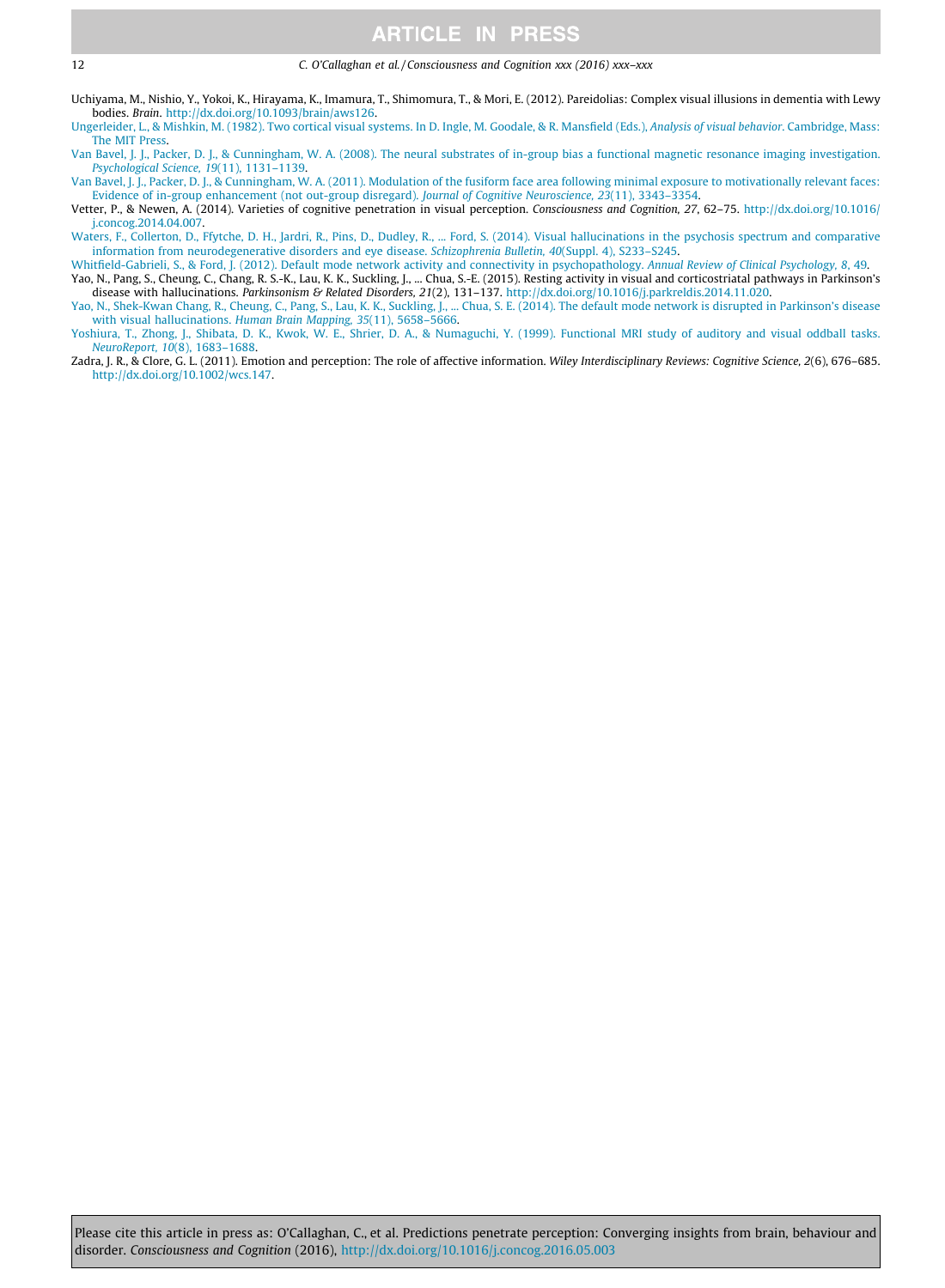Uchiyama, M., Nishio, Y., Yokoi, K., Hirayama, K., Imamura, T., Shimomura, T., & Mori, E. (2012). Pareidolias: Complex visual illusions in dementia with Lewy bodies. *Brain*. http://dx.doi.org/10.1093/brain/aws126.

Ungerleider, L., & Mishkin, M. (1982). Two cortical visual systems. In D. Ingle, M. Goodale, & R. Mansfield (Eds.), *Analysis of visual behavior*. Cambridge, Mass: The MIT Press.

Van Bavel, J. J., Packer, D. J., & Cunningham, W. A. (2008). The neural substrates of in-group bias a functional magnetic resonance imaging investigation. *Psychological Science, 19*(11), 1131–1139.

Van Bavel, J. J., Packer, D. J., & Cunningham, W. A. (2011). Modulation of the fusiform face area following minimal exposure to motivationally relevant faces: Evidence of in-group enhancement (not out-group disregard). *Journal of Cognitive Neuroscience, 23*(11), 3343–3354.

Vetter, P., & Newen, A. (2014). Varieties of cognitive penetration in visual perception. *Consciousness and Cognition, 27*, 62–75. http://dx.doi.org/10.1016/j.concog.2014.04.007.

Waters, F., Collerton, D., Ffytche, D. H., Jardri, R., Pins, D., Dudley, R., ... Ford, S. (2014). Visual hallucinations in the psychosis spectrum and comparative information from neurodegenerative disorders and eye disease. *Schizophrenia Bulletin, 40*(Suppl. 4), S233–S245.

Whitfield-Gabrieli, S., & Ford, J. (2012). Default mode network activity and connectivity in psychopathology. *Annual Review of Clinical Psychology, 8*, 49.

Yao, N., Pang, S., Cheung, C., Chang, R. S.-K., Lau, K. K., Suckling, J., ... Chua, S.-E. (2015). Resting activity in visual and corticostriatal pathways in Parkinson's disease with hallucinations. *Parkinsonism & Related Disorders, 21*(2), 131–137. http://dx.doi.org/10.1016/j.parkreldis.2014.11.020.

Yao, N., Shek-Kwan Chang, R., Cheung, C., Pang, S., Lau, K. K., Suckling, J., ... Chua, S. E. (2014). The default mode network is disrupted in Parkinson's disease with visual hallucinations. *Human Brain Mapping, 35*(11), 5658–5666.

Yoshiura, T., Zhong, J., Shibata, D. K., Kwok, W. E., Shrier, D. A., & Numaguchi, Y. (1999). Functional MRI study of auditory and visual oddball tasks. *NeuroReport, 10*(8), 1683–1688.

Zadra, J. R., & Clore, G. L. (2011). Emotion and perception: The role of affective information. *Wiley Interdisciplinary Reviews: Cognitive Science, 2*(6), 676–685. http://dx.doi.org/10.1002/wcs.147.

Please cite this article in press as: O'Callaghan, C., et al. Predictions penetrate perception: Converging insights from brain, behaviour and disorder. *Consciousness and Cognition* (2016), http://dx.doi.org/10.1016/j.concog.2016.05.003